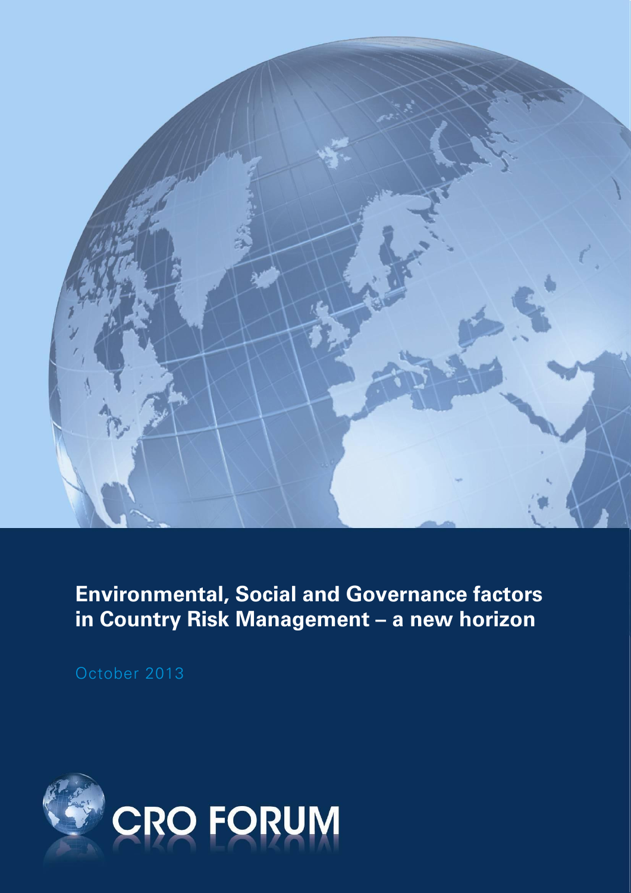# Environmental, Social and Governance factors in Country Risk Management – a new horizon

October 2013

CRO FORUM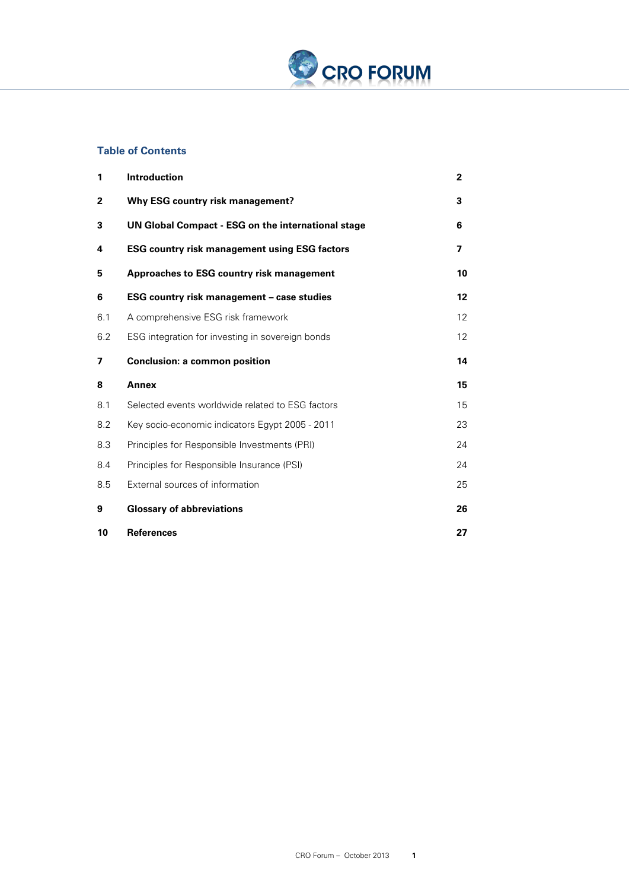## Table of Contents

| | | |
|---|---|---|
| **1** | **Introduction** | **2** |
| **2** | **Why ESG country risk management?** | **3** |
| **3** | **UN Global Compact - ESG on the international stage** | **6** |
| **4** | **ESG country risk management using ESG factors** | **7** |
| **5** | **Approaches to ESG country risk management** | **10** |
| **6** | **ESG country risk management – case studies** | **12** |
| 6.1 | A comprehensive ESG risk framework | 12 |
| 6.2 | ESG integration for investing in sovereign bonds | 12 |
| **7** | **Conclusion: a common position** | **14** |
| **8** | **Annex** | **15** |
| 8.1 | Selected events worldwide related to ESG factors | 15 |
| 8.2 | Key socio-economic indicators Egypt 2005 - 2011 | 23 |
| 8.3 | Principles for Responsible Investments (PRI) | 24 |
| 8.4 | Principles for Responsible Insurance (PSI) | 24 |
| 8.5 | External sources of information | 25 |
| **9** | **Glossary of abbreviations** | **26** |
| **10** | **References** | **27** |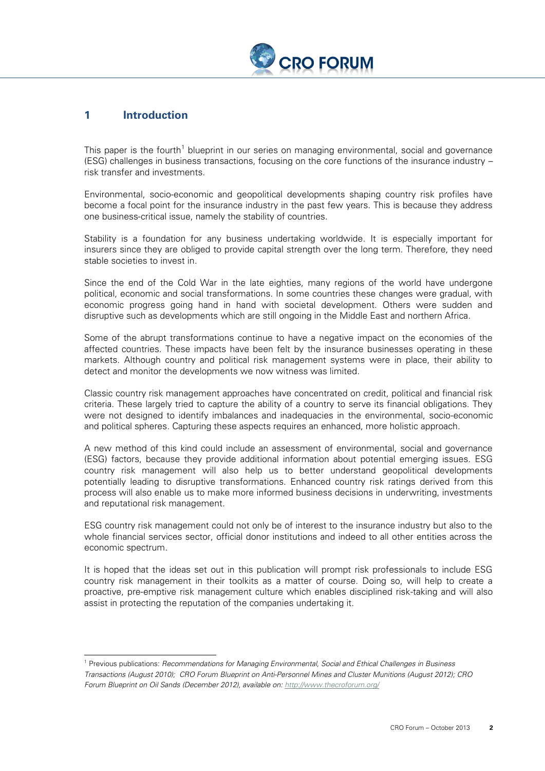# 1 Introduction

This paper is the fourth[1] blueprint in our series on managing environmental, social and governance (ESG) challenges in business transactions, focusing on the core functions of the insurance industry – risk transfer and investments.

Environmental, socio-economic and geopolitical developments shaping country risk profiles have become a focal point for the insurance industry in the past few years. This is because they address one business-critical issue, namely the stability of countries.

Stability is a foundation for any business undertaking worldwide. It is especially important for insurers since they are obliged to provide capital strength over the long term. Therefore, they need stable societies to invest in.

Since the end of the Cold War in the late eighties, many regions of the world have undergone political, economic and social transformations. In some countries these changes were gradual, with economic progress going hand in hand with societal development. Others were sudden and disruptive such as developments which are still ongoing in the Middle East and northern Africa.

Some of the abrupt transformations continue to have a negative impact on the economies of the affected countries. These impacts have been felt by the insurance businesses operating in these markets. Although country and political risk management systems were in place, their ability to detect and monitor the developments we now witness was limited.

Classic country risk management approaches have concentrated on credit, political and financial risk criteria. These largely tried to capture the ability of a country to serve its financial obligations. They were not designed to identify imbalances and inadequacies in the environmental, socio-economic and political spheres. Capturing these aspects requires an enhanced, more holistic approach.

A new method of this kind could include an assessment of environmental, social and governance (ESG) factors, because they provide additional information about potential emerging issues. ESG country risk management will also help us to better understand geopolitical developments potentially leading to disruptive transformations. Enhanced country risk ratings derived from this process will also enable us to make more informed business decisions in underwriting, investments and reputational risk management.

ESG country risk management could not only be of interest to the insurance industry but also to the whole financial services sector, official donor institutions and indeed to all other entities across the economic spectrum.

It is hoped that the ideas set out in this publication will prompt risk professionals to include ESG country risk management in their toolkits as a matter of course. Doing so, will help to create a proactive, pre-emptive risk management culture which enables disciplined risk-taking and will also assist in protecting the reputation of the companies undertaking it.

---

[1] Previous publications: *Recommendations for Managing Environmental, Social and Ethical Challenges in Business Transactions (August 2010); CRO Forum Blueprint on Anti-Personnel Mines and Cluster Munitions (August 2012); CRO Forum Blueprint on Oil Sands (December 2012), available on: http://www.thecroforum.org/*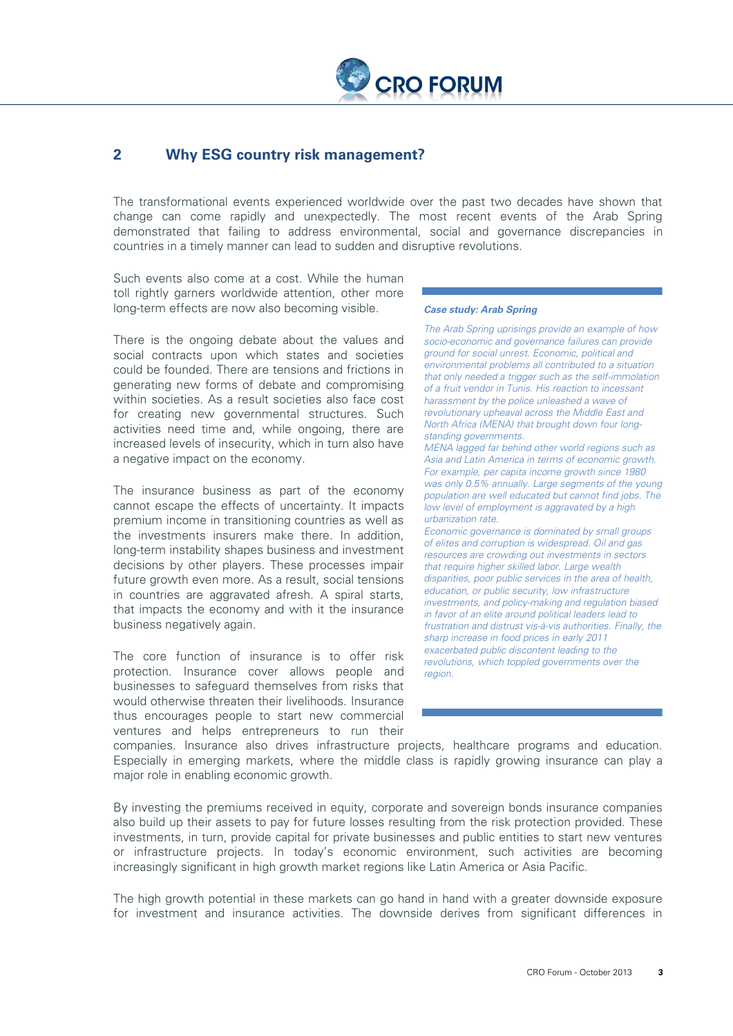## 2 Why ESG country risk management?

The transformational events experienced worldwide over the past two decades have shown that change can come rapidly and unexpectedly. The most recent events of the Arab Spring demonstrated that failing to address environmental, social and governance discrepancies in countries in a timely manner can lead to sudden and disruptive revolutions.

Such events also come at a cost. While the human toll rightly garners worldwide attention, other more long-term effects are now also becoming visible.

There is the ongoing debate about the values and social contracts upon which states and societies could be founded. There are tensions and frictions in generating new forms of debate and compromising within societies. As a result societies also face cost for creating new governmental structures. Such activities need time and, while ongoing, there are increased levels of insecurity, which in turn also have a negative impact on the economy.

The insurance business as part of the economy cannot escape the effects of uncertainty. It impacts premium income in transitioning countries as well as the investments insurers make there. In addition, long-term instability shapes business and investment decisions by other players. These processes impair future growth even more. As a result, social tensions in countries are aggravated afresh. A spiral starts, that impacts the economy and with it the insurance business negatively again.

The core function of insurance is to offer risk protection. Insurance cover allows people and businesses to safeguard themselves from risks that would otherwise threaten their livelihoods. Insurance thus encourages people to start new commercial ventures and helps entrepreneurs to run their companies. Insurance also drives infrastructure projects, healthcare programs and education. Especially in emerging markets, where the middle class is rapidly growing insurance can play a major role in enabling economic growth.

> ***Case study: Arab Spring***
>
> *The Arab Spring uprisings provide an example of how socio-economic and governance failures can provide ground for social unrest. Economic, political and environmental problems all contributed to a situation that only needed a trigger such as the self-immolation of a fruit vendor in Tunis. His reaction to incessant harassment by the police unleashed a wave of revolutionary upheaval across the Middle East and North Africa (MENA) that brought down four long-standing governments.*
>
> *MENA lagged far behind other world regions such as Asia and Latin America in terms of economic growth. For example, per capita income growth since 1980 was only 0.5% annually. Large segments of the young population are well educated but cannot find jobs. The low level of employment is aggravated by a high urbanization rate.*
>
> *Economic governance is dominated by small groups of elites and corruption is widespread. Oil and gas resources are crowding out investments in sectors that require higher skilled labor. Large wealth disparities, poor public services in the area of health, education, or public security, low infrastructure investments, and policy-making and regulation biased in favor of an elite around political leaders lead to frustration and distrust vis-à-vis authorities. Finally, the sharp increase in food prices in early 2011 exacerbated public discontent leading to the revolutions, which toppled governments over the region.*

By investing the premiums received in equity, corporate and sovereign bonds insurance companies also build up their assets to pay for future losses resulting from the risk protection provided. These investments, in turn, provide capital for private businesses and public entities to start new ventures or infrastructure projects. In today's economic environment, such activities are becoming increasingly significant in high growth market regions like Latin America or Asia Pacific.

The high growth potential in these markets can go hand in hand with a greater downside exposure for investment and insurance activities. The downside derives from significant differences in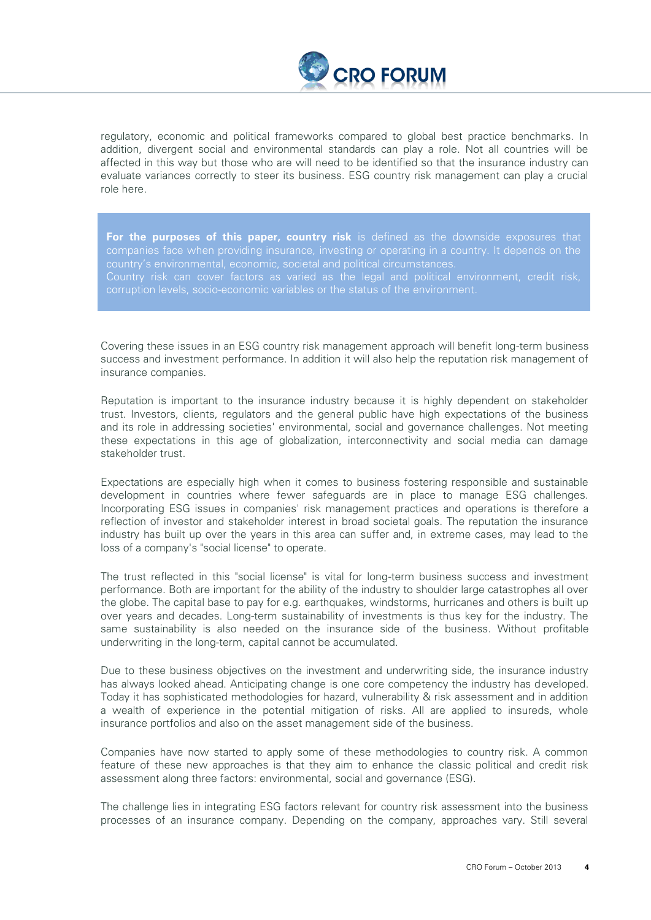regulatory, economic and political frameworks compared to global best practice benchmarks. In addition, divergent social and environmental standards can play a role. Not all countries will be affected in this way but those who are will need to be identified so that the insurance industry can evaluate variances correctly to steer its business. ESG country risk management can play a crucial role here.

> **For the purposes of this paper, country risk** is defined as the downside exposures that companies face when providing insurance, investing or operating in a country. It depends on the country's environmental, economic, societal and political circumstances.
> Country risk can cover factors as varied as the legal and political environment, credit risk, corruption levels, socio-economic variables or the status of the environment.

Covering these issues in an ESG country risk management approach will benefit long-term business success and investment performance. In addition it will also help the reputation risk management of insurance companies.

Reputation is important to the insurance industry because it is highly dependent on stakeholder trust. Investors, clients, regulators and the general public have high expectations of the business and its role in addressing societies' environmental, social and governance challenges. Not meeting these expectations in this age of globalization, interconnectivity and social media can damage stakeholder trust.

Expectations are especially high when it comes to business fostering responsible and sustainable development in countries where fewer safeguards are in place to manage ESG challenges. Incorporating ESG issues in companies' risk management practices and operations is therefore a reflection of investor and stakeholder interest in broad societal goals. The reputation the insurance industry has built up over the years in this area can suffer and, in extreme cases, may lead to the loss of a company's "social license" to operate.

The trust reflected in this "social license" is vital for long-term business success and investment performance. Both are important for the ability of the industry to shoulder large catastrophes all over the globe. The capital base to pay for e.g. earthquakes, windstorms, hurricanes and others is built up over years and decades. Long-term sustainability of investments is thus key for the industry. The same sustainability is also needed on the insurance side of the business. Without profitable underwriting in the long-term, capital cannot be accumulated.

Due to these business objectives on the investment and underwriting side, the insurance industry has always looked ahead. Anticipating change is one core competency the industry has developed. Today it has sophisticated methodologies for hazard, vulnerability & risk assessment and in addition a wealth of experience in the potential mitigation of risks. All are applied to insureds, whole insurance portfolios and also on the asset management side of the business.

Companies have now started to apply some of these methodologies to country risk. A common feature of these new approaches is that they aim to enhance the classic political and credit risk assessment along three factors: environmental, social and governance (ESG).

The challenge lies in integrating ESG factors relevant for country risk assessment into the business processes of an insurance company. Depending on the company, approaches vary. Still several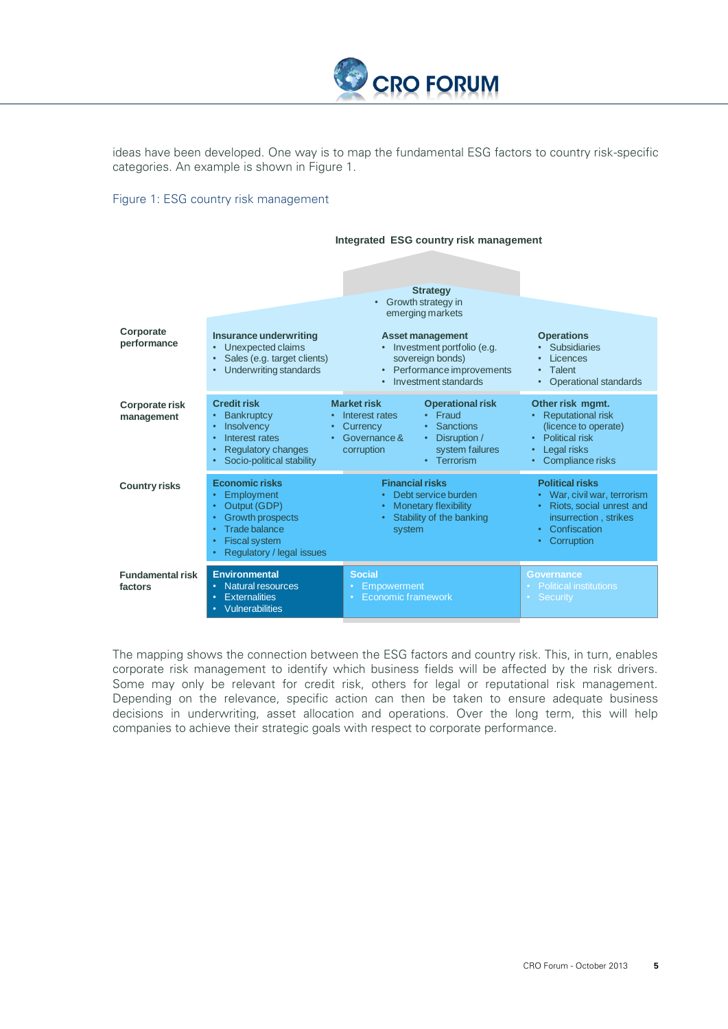ideas have been developed. One way is to map the fundamental ESG factors to country risk-specific categories. An example is shown in Figure 1.

Figure 1: ESG country risk management

**Integrated ESG country risk management**

**Strategy**
- Growth strategy in emerging markets

| | | | | |
|---|---|---|---|---|
| **Corporate performance** | **Insurance underwriting**<br>• Unexpected claims<br>• Sales (e.g. target clients)<br>• Underwriting standards | **Asset management**<br>• Investment portfolio (e.g. sovereign bonds)<br>• Performance improvements<br>• Investment standards | | **Operations**<br>• Subsidiaries<br>• Licences<br>• Talent<br>• Operational standards |
| **Corporate risk management** | **Credit risk**<br>• Bankruptcy<br>• Insolvency<br>• Interest rates<br>• Regulatory changes<br>• Socio-political stability | **Market risk**<br>• Interest rates<br>• Currency<br>• Governance & corruption | **Operational risk**<br>• Fraud<br>• Sanctions<br>• Disruption / system failures<br>• Terrorism | **Other risk mgmt.**<br>• Reputational risk (licence to operate)<br>• Political risk<br>• Legal risks<br>• Compliance risks |
| **Country risks** | **Economic risks**<br>• Employment<br>• Output (GDP)<br>• Growth prospects<br>• Trade balance<br>• Fiscal system<br>• Regulatory / legal issues | **Financial risks**<br>• Debt service burden<br>• Monetary flexibility<br>• Stability of the banking system | | **Political risks**<br>• War, civil war, terrorism<br>• Riots, social unrest and insurrection , strikes<br>• Confiscation<br>• Corruption |
| **Fundamental risk factors** | **Environmental**<br>• Natural resources<br>• Externalities<br>• Vulnerabilities | **Social**<br>• Empowerment<br>• Economic framework | | **Governance**<br>• Political institutions<br>• Security |

The mapping shows the connection between the ESG factors and country risk. This, in turn, enables corporate risk management to identify which business fields will be affected by the risk drivers. Some may only be relevant for credit risk, others for legal or reputational risk management. Depending on the relevance, specific action can then be taken to ensure adequate business decisions in underwriting, asset allocation and operations. Over the long term, this will help companies to achieve their strategic goals with respect to corporate performance.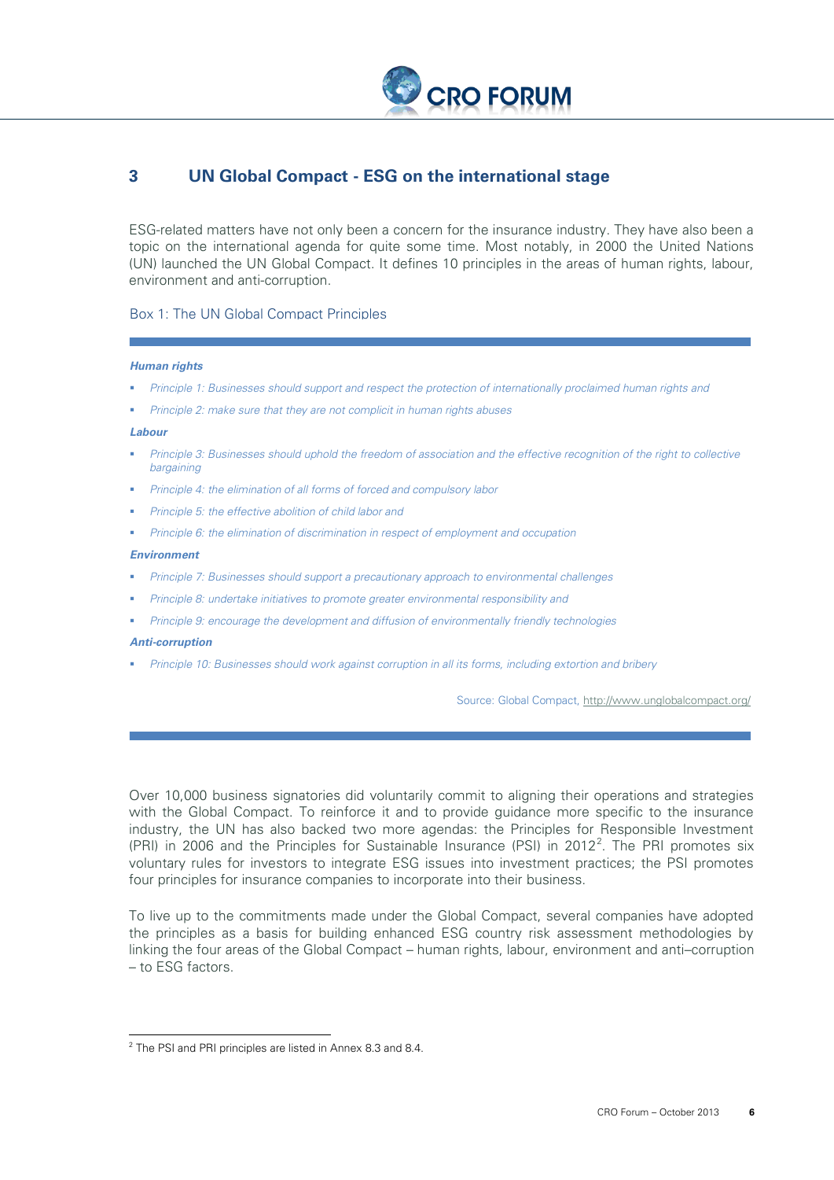## 3 UN Global Compact - ESG on the international stage

ESG-related matters have not only been a concern for the insurance industry. They have also been a topic on the international agenda for quite some time. Most notably, in 2000 the United Nations (UN) launched the UN Global Compact. It defines 10 principles in the areas of human rights, labour, environment and anti-corruption.

Box 1: The UN Global Compact Principles

***Human rights***

- *Principle 1: Businesses should support and respect the protection of internationally proclaimed human rights and*
- *Principle 2: make sure that they are not complicit in human rights abuses*

***Labour***

- *Principle 3: Businesses should uphold the freedom of association and the effective recognition of the right to collective bargaining*
- *Principle 4: the elimination of all forms of forced and compulsory labor*
- *Principle 5: the effective abolition of child labor and*
- *Principle 6: the elimination of discrimination in respect of employment and occupation*

***Environment***

- *Principle 7: Businesses should support a precautionary approach to environmental challenges*
- *Principle 8: undertake initiatives to promote greater environmental responsibility and*
- *Principle 9: encourage the development and diffusion of environmentally friendly technologies*

***Anti-corruption***

- *Principle 10: Businesses should work against corruption in all its forms, including extortion and bribery*

Source: Global Compact, http://www.unglobalcompact.org/

Over 10,000 business signatories did voluntarily commit to aligning their operations and strategies with the Global Compact. To reinforce it and to provide guidance more specific to the insurance industry, the UN has also backed two more agendas: the Principles for Responsible Investment (PRI) in 2006 and the Principles for Sustainable Insurance (PSI) in 2012[2]. The PRI promotes six voluntary rules for investors to integrate ESG issues into investment practices; the PSI promotes four principles for insurance companies to incorporate into their business.

To live up to the commitments made under the Global Compact, several companies have adopted the principles as a basis for building enhanced ESG country risk assessment methodologies by linking the four areas of the Global Compact – human rights, labour, environment and anti–corruption – to ESG factors.

[2] The PSI and PRI principles are listed in Annex 8.3 and 8.4.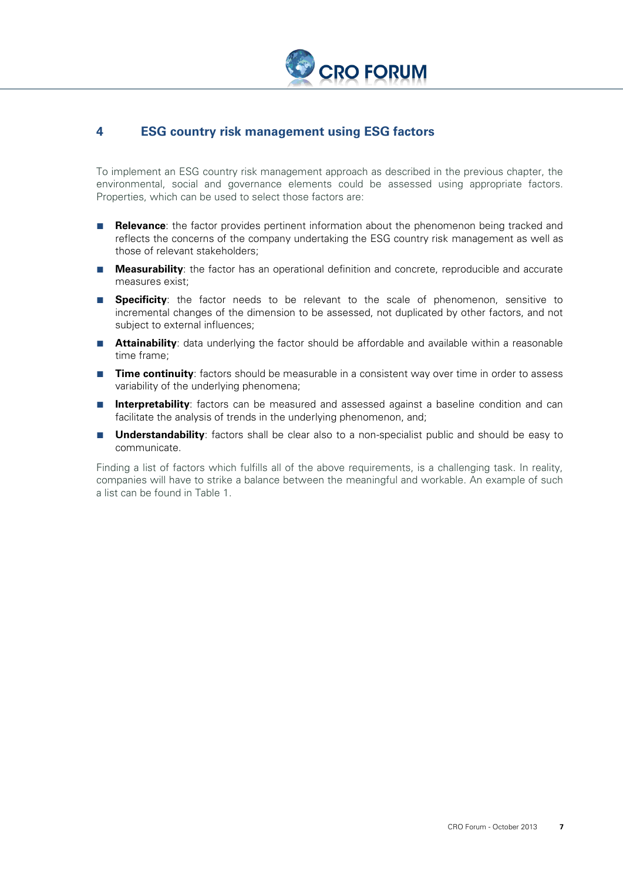## 4 ESG country risk management using ESG factors

To implement an ESG country risk management approach as described in the previous chapter, the environmental, social and governance elements could be assessed using appropriate factors. Properties, which can be used to select those factors are:

- **Relevance**: the factor provides pertinent information about the phenomenon being tracked and reflects the concerns of the company undertaking the ESG country risk management as well as those of relevant stakeholders;
- **Measurability**: the factor has an operational definition and concrete, reproducible and accurate measures exist;
- **Specificity**: the factor needs to be relevant to the scale of phenomenon, sensitive to incremental changes of the dimension to be assessed, not duplicated by other factors, and not subject to external influences;
- **Attainability**: data underlying the factor should be affordable and available within a reasonable time frame;
- **Time continuity**: factors should be measurable in a consistent way over time in order to assess variability of the underlying phenomena;
- **Interpretability**: factors can be measured and assessed against a baseline condition and can facilitate the analysis of trends in the underlying phenomenon, and;
- **Understandability**: factors shall be clear also to a non-specialist public and should be easy to communicate.

Finding a list of factors which fulfills all of the above requirements, is a challenging task. In reality, companies will have to strike a balance between the meaningful and workable. An example of such a list can be found in Table 1.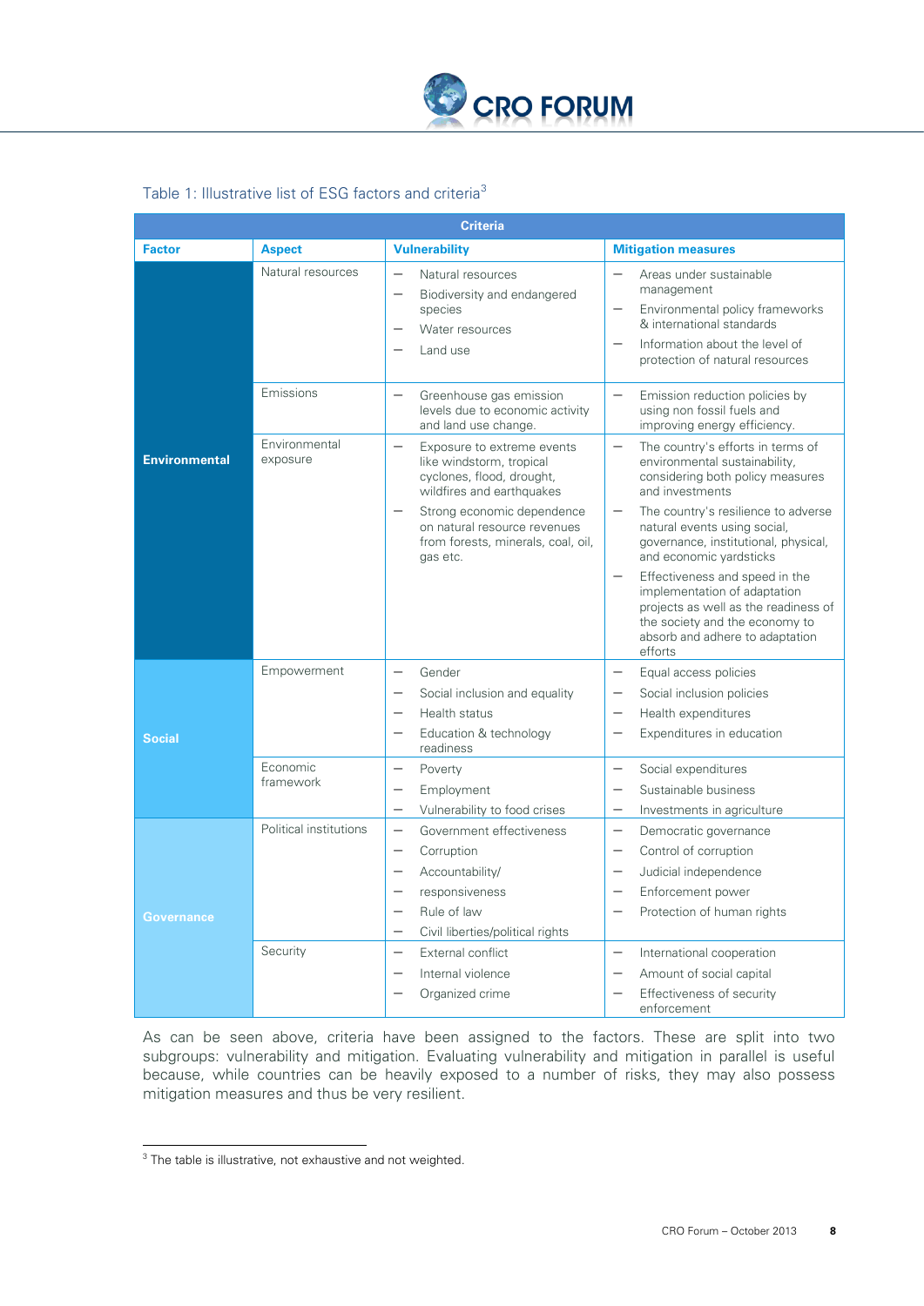Table 1: Illustrative list of ESG factors and criteria[3]

| | | Criteria | |
|---|---|---|---|
| **Factor** | **Aspect** | **Vulnerability** | **Mitigation measures** |
| **Environmental** | Natural resources | – Natural resources<br>– Biodiversity and endangered species<br>– Water resources<br>– Land use | – Areas under sustainable management<br>– Environmental policy frameworks & international standards<br>– Information about the level of protection of natural resources |
| | Emissions | – Greenhouse gas emission levels due to economic activity and land use change. | – Emission reduction policies by using non fossil fuels and improving energy efficiency. |
| | Environmental exposure | – Exposure to extreme events like windstorm, tropical cyclones, flood, drought, wildfires and earthquakes<br>– Strong economic dependence on natural resource revenues from forests, minerals, coal, oil, gas etc. | – The country's efforts in terms of environmental sustainability, considering both policy measures and investments<br>– The country's resilience to adverse natural events using social, governance, institutional, physical, and economic yardsticks<br>– Effectiveness and speed in the implementation of adaptation projects as well as the readiness of the society and the economy to absorb and adhere to adaptation efforts |
| **Social** | Empowerment | – Gender<br>– Social inclusion and equality<br>– Health status<br>– Education & technology readiness | – Equal access policies<br>– Social inclusion policies<br>– Health expenditures<br>– Expenditures in education |
| | Economic framework | – Poverty<br>– Employment<br>– Vulnerability to food crises | – Social expenditures<br>– Sustainable business<br>– Investments in agriculture |
| **Governance** | Political institutions | – Government effectiveness<br>– Corruption<br>– Accountability/<br>– responsiveness<br>– Rule of law<br>– Civil liberties/political rights | – Democratic governance<br>– Control of corruption<br>– Judicial independence<br>– Enforcement power<br>– Protection of human rights |
| | Security | – External conflict<br>– Internal violence<br>– Organized crime | – International cooperation<br>– Amount of social capital<br>– Effectiveness of security enforcement |

As can be seen above, criteria have been assigned to the factors. These are split into two subgroups: vulnerability and mitigation. Evaluating vulnerability and mitigation in parallel is useful because, while countries can be heavily exposed to a number of risks, they may also possess mitigation measures and thus be very resilient.

[3] The table is illustrative, not exhaustive and not weighted.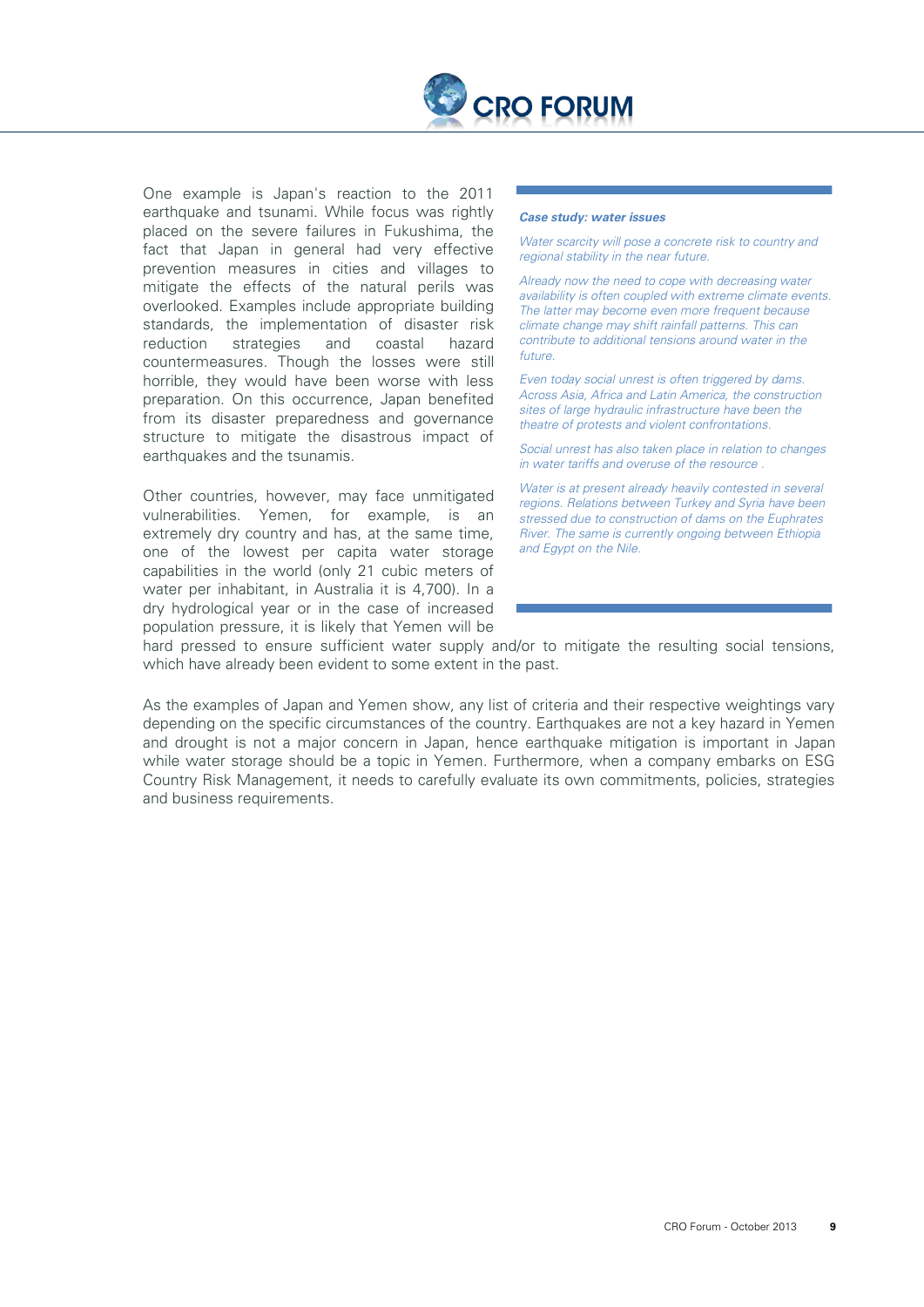One example is Japan's reaction to the 2011 earthquake and tsunami. While focus was rightly placed on the severe failures in Fukushima, the fact that Japan in general had very effective prevention measures in cities and villages to mitigate the effects of the natural perils was overlooked. Examples include appropriate building standards, the implementation of disaster risk reduction strategies and coastal hazard countermeasures. Though the losses were still horrible, they would have been worse with less preparation. On this occurrence, Japan benefited from its disaster preparedness and governance structure to mitigate the disastrous impact of earthquakes and the tsunamis.

Other countries, however, may face unmitigated vulnerabilities. Yemen, for example, is an extremely dry country and has, at the same time, one of the lowest per capita water storage capabilities in the world (only 21 cubic meters of water per inhabitant, in Australia it is 4,700). In a dry hydrological year or in the case of increased population pressure, it is likely that Yemen will be hard pressed to ensure sufficient water supply and/or to mitigate the resulting social tensions, which have already been evident to some extent in the past.

***Case study: water issues***

*Water scarcity will pose a concrete risk to country and regional stability in the near future.*

*Already now the need to cope with decreasing water availability is often coupled with extreme climate events. The latter may become even more frequent because climate change may shift rainfall patterns. This can contribute to additional tensions around water in the future.*

*Even today social unrest is often triggered by dams. Across Asia, Africa and Latin America, the construction sites of large hydraulic infrastructure have been the theatre of protests and violent confrontations.*

*Social unrest has also taken place in relation to changes in water tariffs and overuse of the resource .*

*Water is at present already heavily contested in several regions. Relations between Turkey and Syria have been stressed due to construction of dams on the Euphrates River. The same is currently ongoing between Ethiopia and Egypt on the Nile.*

As the examples of Japan and Yemen show, any list of criteria and their respective weightings vary depending on the specific circumstances of the country. Earthquakes are not a key hazard in Yemen and drought is not a major concern in Japan, hence earthquake mitigation is important in Japan while water storage should be a topic in Yemen. Furthermore, when a company embarks on ESG Country Risk Management, it needs to carefully evaluate its own commitments, policies, strategies and business requirements.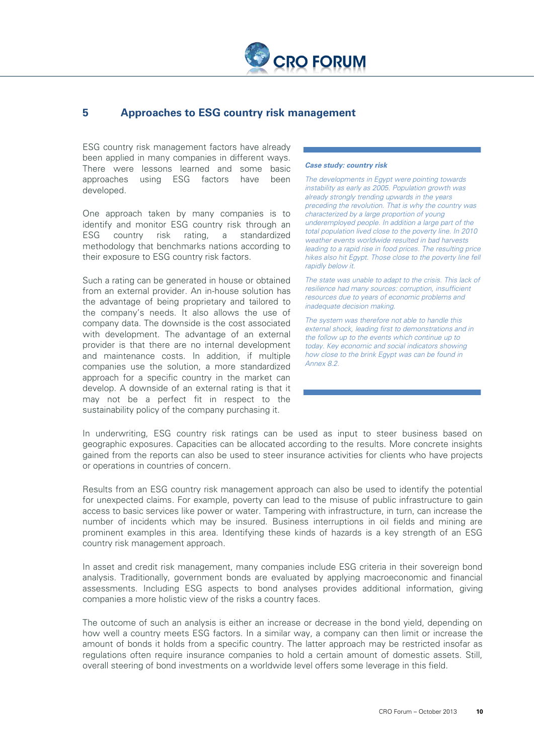## 5 Approaches to ESG country risk management

ESG country risk management factors have already been applied in many companies in different ways. There were lessons learned and some basic approaches using ESG factors have been developed.

One approach taken by many companies is to identify and monitor ESG country risk through an ESG country risk rating, a standardized methodology that benchmarks nations according to their exposure to ESG country risk factors.

Such a rating can be generated in house or obtained from an external provider. An in-house solution has the advantage of being proprietary and tailored to the company's needs. It also allows the use of company data. The downside is the cost associated with development. The advantage of an external provider is that there are no internal development and maintenance costs. In addition, if multiple companies use the solution, a more standardized approach for a specific country in the market can develop. A downside of an external rating is that it may not be a perfect fit in respect to the sustainability policy of the company purchasing it.

> ***Case study: country risk***
>
> *The developments in Egypt were pointing towards instability as early as 2005. Population growth was already strongly trending upwards in the years preceding the revolution. That is why the country was characterized by a large proportion of young underemployed people. In addition a large part of the total population lived close to the poverty line. In 2010 weather events worldwide resulted in bad harvests leading to a rapid rise in food prices. The resulting price hikes also hit Egypt. Those close to the poverty line fell rapidly below it.*
>
> *The state was unable to adapt to the crisis. This lack of resilience had many sources: corruption, insufficient resources due to years of economic problems and inadequate decision making.*
>
> *The system was therefore not able to handle this external shock, leading first to demonstrations and in the follow up to the events which continue up to today. Key economic and social indicators showing how close to the brink Egypt was can be found in Annex 8.2.*

In underwriting, ESG country risk ratings can be used as input to steer business based on geographic exposures. Capacities can be allocated according to the results. More concrete insights gained from the reports can also be used to steer insurance activities for clients who have projects or operations in countries of concern.

Results from an ESG country risk management approach can also be used to identify the potential for unexpected claims. For example, poverty can lead to the misuse of public infrastructure to gain access to basic services like power or water. Tampering with infrastructure, in turn, can increase the number of incidents which may be insured. Business interruptions in oil fields and mining are prominent examples in this area. Identifying these kinds of hazards is a key strength of an ESG country risk management approach.

In asset and credit risk management, many companies include ESG criteria in their sovereign bond analysis. Traditionally, government bonds are evaluated by applying macroeconomic and financial assessments. Including ESG aspects to bond analyses provides additional information, giving companies a more holistic view of the risks a country faces.

The outcome of such an analysis is either an increase or decrease in the bond yield, depending on how well a country meets ESG factors. In a similar way, a company can then limit or increase the amount of bonds it holds from a specific country. The latter approach may be restricted insofar as regulations often require insurance companies to hold a certain amount of domestic assets. Still, overall steering of bond investments on a worldwide level offers some leverage in this field.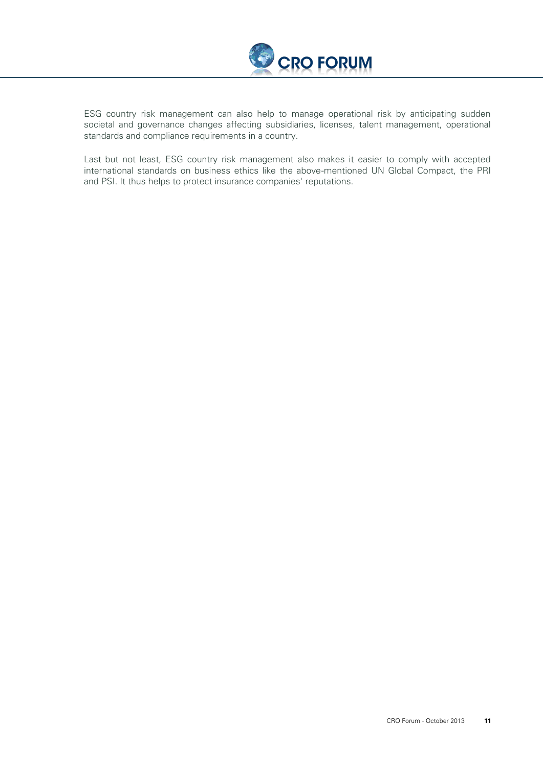ESG country risk management can also help to manage operational risk by anticipating sudden societal and governance changes affecting subsidiaries, licenses, talent management, operational standards and compliance requirements in a country.

Last but not least, ESG country risk management also makes it easier to comply with accepted international standards on business ethics like the above-mentioned UN Global Compact, the PRI and PSI. It thus helps to protect insurance companies' reputations.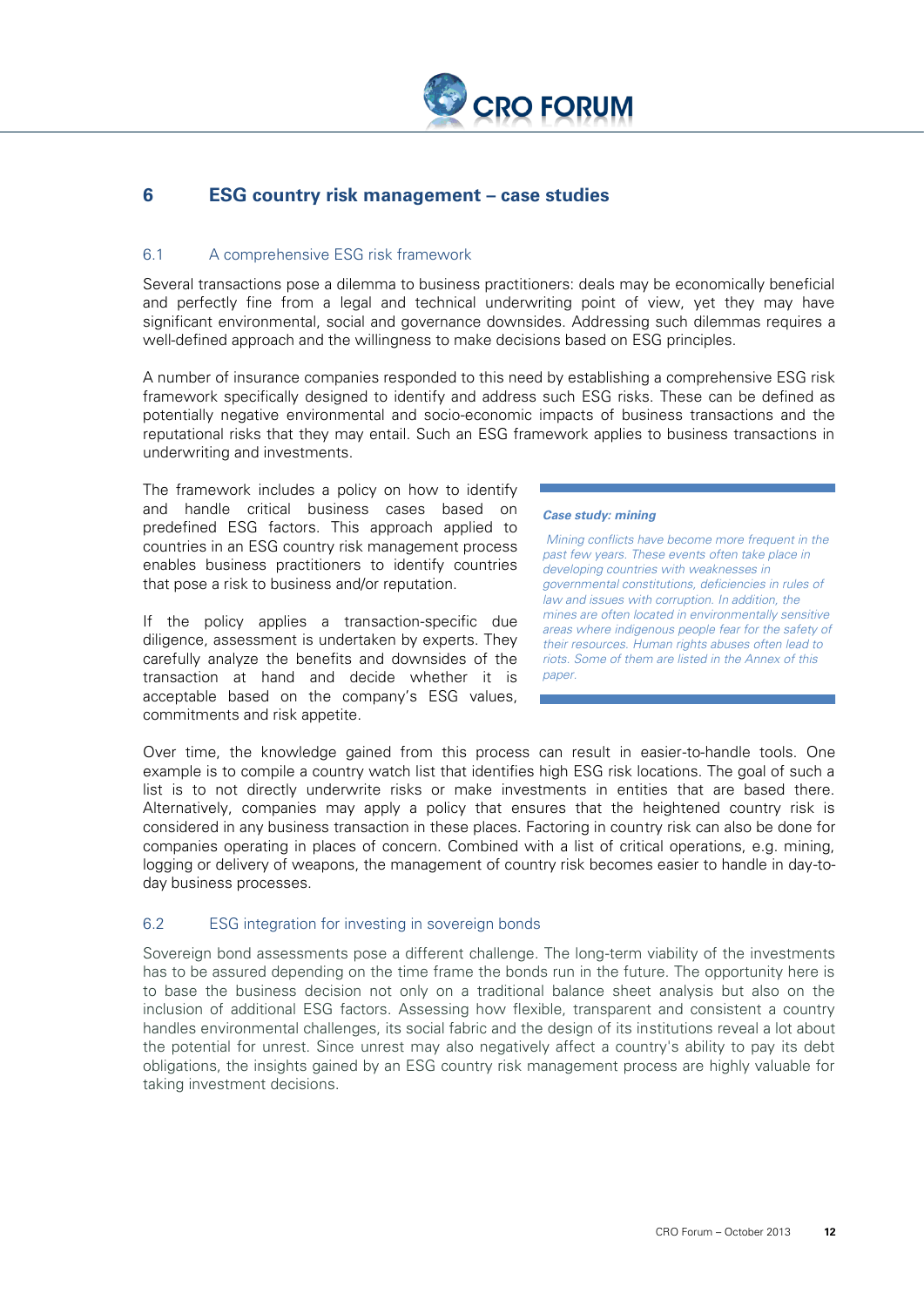## 6 ESG country risk management – case studies

### 6.1 A comprehensive ESG risk framework

Several transactions pose a dilemma to business practitioners: deals may be economically beneficial and perfectly fine from a legal and technical underwriting point of view, yet they may have significant environmental, social and governance downsides. Addressing such dilemmas requires a well-defined approach and the willingness to make decisions based on ESG principles.

A number of insurance companies responded to this need by establishing a comprehensive ESG risk framework specifically designed to identify and address such ESG risks. These can be defined as potentially negative environmental and socio-economic impacts of business transactions and the reputational risks that they may entail. Such an ESG framework applies to business transactions in underwriting and investments.

The framework includes a policy on how to identify and handle critical business cases based on predefined ESG factors. This approach applied to countries in an ESG country risk management process enables business practitioners to identify countries that pose a risk to business and/or reputation.

If the policy applies a transaction-specific due diligence, assessment is undertaken by experts. They carefully analyze the benefits and downsides of the transaction at hand and decide whether it is acceptable based on the company's ESG values, commitments and risk appetite.

> ***Case study: mining***
>
> *Mining conflicts have become more frequent in the past few years. These events often take place in developing countries with weaknesses in governmental constitutions, deficiencies in rules of law and issues with corruption. In addition, the mines are often located in environmentally sensitive areas where indigenous people fear for the safety of their resources. Human rights abuses often lead to riots. Some of them are listed in the Annex of this paper.*

Over time, the knowledge gained from this process can result in easier-to-handle tools. One example is to compile a country watch list that identifies high ESG risk locations. The goal of such a list is to not directly underwrite risks or make investments in entities that are based there. Alternatively, companies may apply a policy that ensures that the heightened country risk is considered in any business transaction in these places. Factoring in country risk can also be done for companies operating in places of concern. Combined with a list of critical operations, e.g. mining, logging or delivery of weapons, the management of country risk becomes easier to handle in day-to-day business processes.

### 6.2 ESG integration for investing in sovereign bonds

Sovereign bond assessments pose a different challenge. The long-term viability of the investments has to be assured depending on the time frame the bonds run in the future. The opportunity here is to base the business decision not only on a traditional balance sheet analysis but also on the inclusion of additional ESG factors. Assessing how flexible, transparent and consistent a country handles environmental challenges, its social fabric and the design of its institutions reveal a lot about the potential for unrest. Since unrest may also negatively affect a country's ability to pay its debt obligations, the insights gained by an ESG country risk management process are highly valuable for taking investment decisions.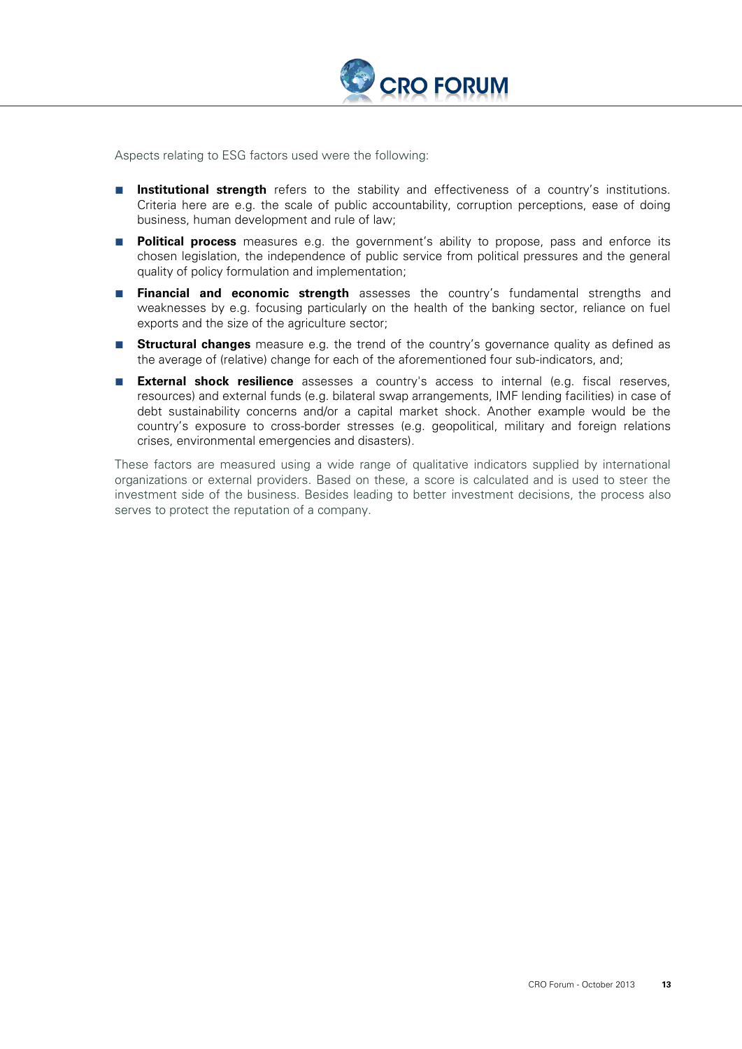Aspects relating to ESG factors used were the following:

- **Institutional strength** refers to the stability and effectiveness of a country's institutions. Criteria here are e.g. the scale of public accountability, corruption perceptions, ease of doing business, human development and rule of law;
- **Political process** measures e.g. the government's ability to propose, pass and enforce its chosen legislation, the independence of public service from political pressures and the general quality of policy formulation and implementation;
- **Financial and economic strength** assesses the country's fundamental strengths and weaknesses by e.g. focusing particularly on the health of the banking sector, reliance on fuel exports and the size of the agriculture sector;
- **Structural changes** measure e.g. the trend of the country's governance quality as defined as the average of (relative) change for each of the aforementioned four sub-indicators, and;
- **External shock resilience** assesses a country's access to internal (e.g. fiscal reserves, resources) and external funds (e.g. bilateral swap arrangements, IMF lending facilities) in case of debt sustainability concerns and/or a capital market shock. Another example would be the country's exposure to cross-border stresses (e.g. geopolitical, military and foreign relations crises, environmental emergencies and disasters).

These factors are measured using a wide range of qualitative indicators supplied by international organizations or external providers. Based on these, a score is calculated and is used to steer the investment side of the business. Besides leading to better investment decisions, the process also serves to protect the reputation of a company.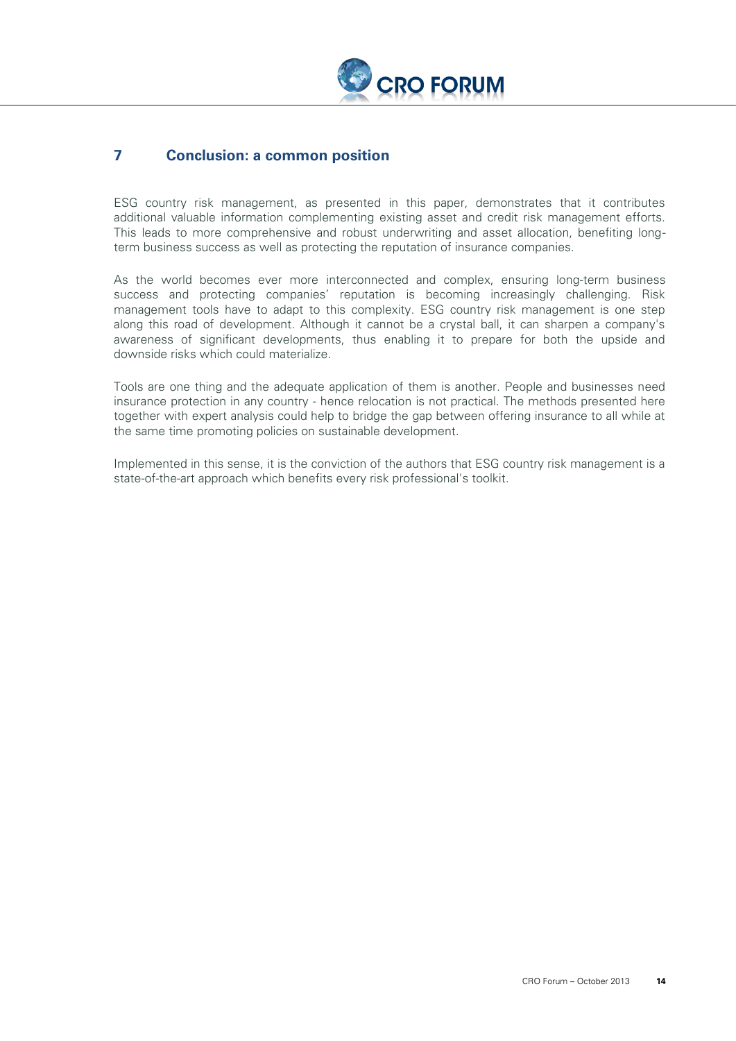## 7 Conclusion: a common position

ESG country risk management, as presented in this paper, demonstrates that it contributes additional valuable information complementing existing asset and credit risk management efforts. This leads to more comprehensive and robust underwriting and asset allocation, benefiting long-term business success as well as protecting the reputation of insurance companies.

As the world becomes ever more interconnected and complex, ensuring long-term business success and protecting companies' reputation is becoming increasingly challenging. Risk management tools have to adapt to this complexity. ESG country risk management is one step along this road of development. Although it cannot be a crystal ball, it can sharpen a company's awareness of significant developments, thus enabling it to prepare for both the upside and downside risks which could materialize.

Tools are one thing and the adequate application of them is another. People and businesses need insurance protection in any country - hence relocation is not practical. The methods presented here together with expert analysis could help to bridge the gap between offering insurance to all while at the same time promoting policies on sustainable development.

Implemented in this sense, it is the conviction of the authors that ESG country risk management is a state-of-the-art approach which benefits every risk professional's toolkit.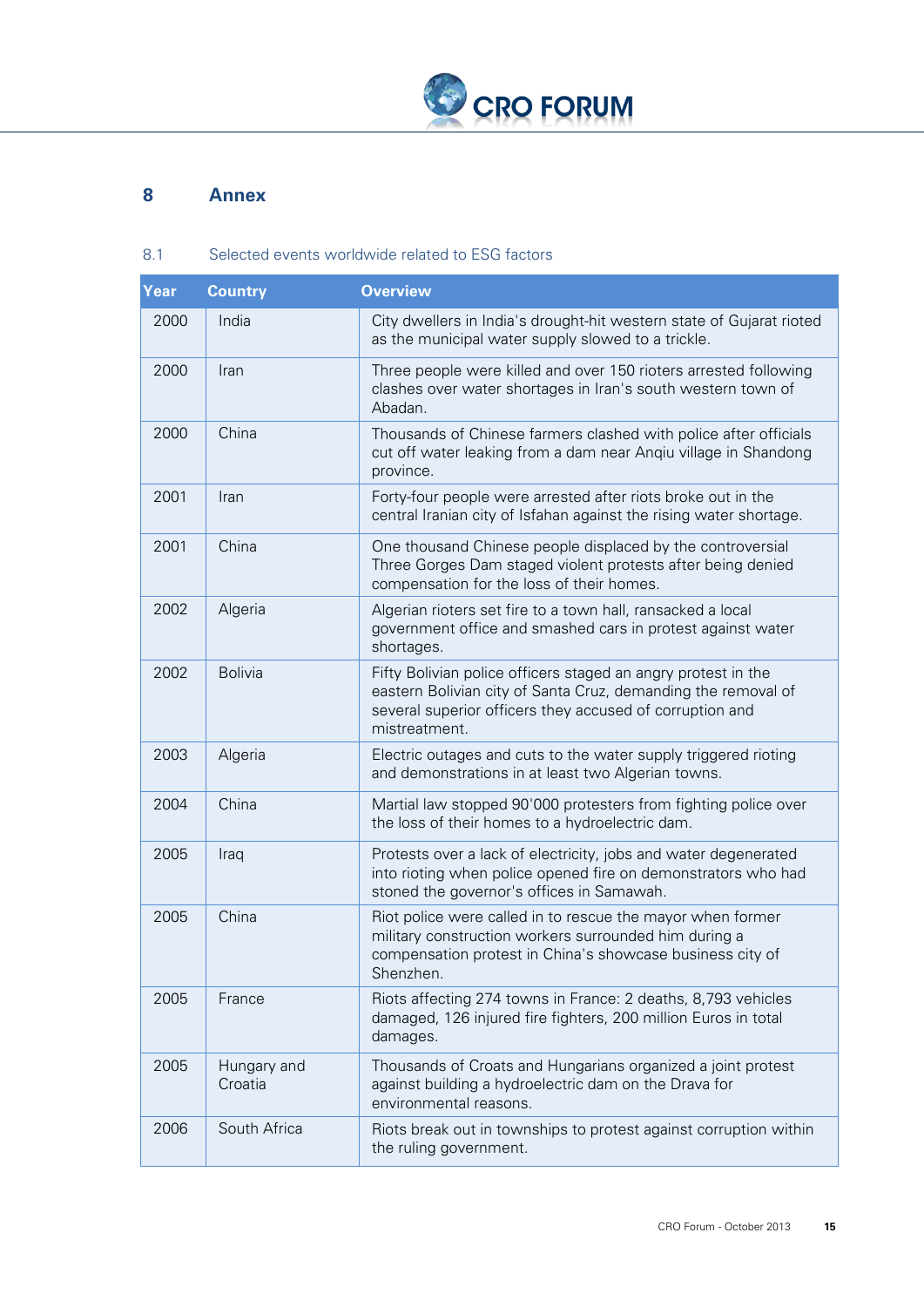# 8 Annex

## 8.1 Selected events worldwide related to ESG factors

| Year | Country | Overview |
|---|---|---|
| 2000 | India | City dwellers in India's drought-hit western state of Gujarat rioted as the municipal water supply slowed to a trickle. |
| 2000 | Iran | Three people were killed and over 150 rioters arrested following clashes over water shortages in Iran's south western town of Abadan. |
| 2000 | China | Thousands of Chinese farmers clashed with police after officials cut off water leaking from a dam near Anqiu village in Shandong province. |
| 2001 | Iran | Forty-four people were arrested after riots broke out in the central Iranian city of Isfahan against the rising water shortage. |
| 2001 | China | One thousand Chinese people displaced by the controversial Three Gorges Dam staged violent protests after being denied compensation for the loss of their homes. |
| 2002 | Algeria | Algerian rioters set fire to a town hall, ransacked a local government office and smashed cars in protest against water shortages. |
| 2002 | Bolivia | Fifty Bolivian police officers staged an angry protest in the eastern Bolivian city of Santa Cruz, demanding the removal of several superior officers they accused of corruption and mistreatment. |
| 2003 | Algeria | Electric outages and cuts to the water supply triggered rioting and demonstrations in at least two Algerian towns. |
| 2004 | China | Martial law stopped 90'000 protesters from fighting police over the loss of their homes to a hydroelectric dam. |
| 2005 | Iraq | Protests over a lack of electricity, jobs and water degenerated into rioting when police opened fire on demonstrators who had stoned the governor's offices in Samawah. |
| 2005 | China | Riot police were called in to rescue the mayor when former military construction workers surrounded him during a compensation protest in China's showcase business city of Shenzhen. |
| 2005 | France | Riots affecting 274 towns in France: 2 deaths, 8,793 vehicles damaged, 126 injured fire fighters, 200 million Euros in total damages. |
| 2005 | Hungary and Croatia | Thousands of Croats and Hungarians organized a joint protest against building a hydroelectric dam on the Drava for environmental reasons. |
| 2006 | South Africa | Riots break out in townships to protest against corruption within the ruling government. |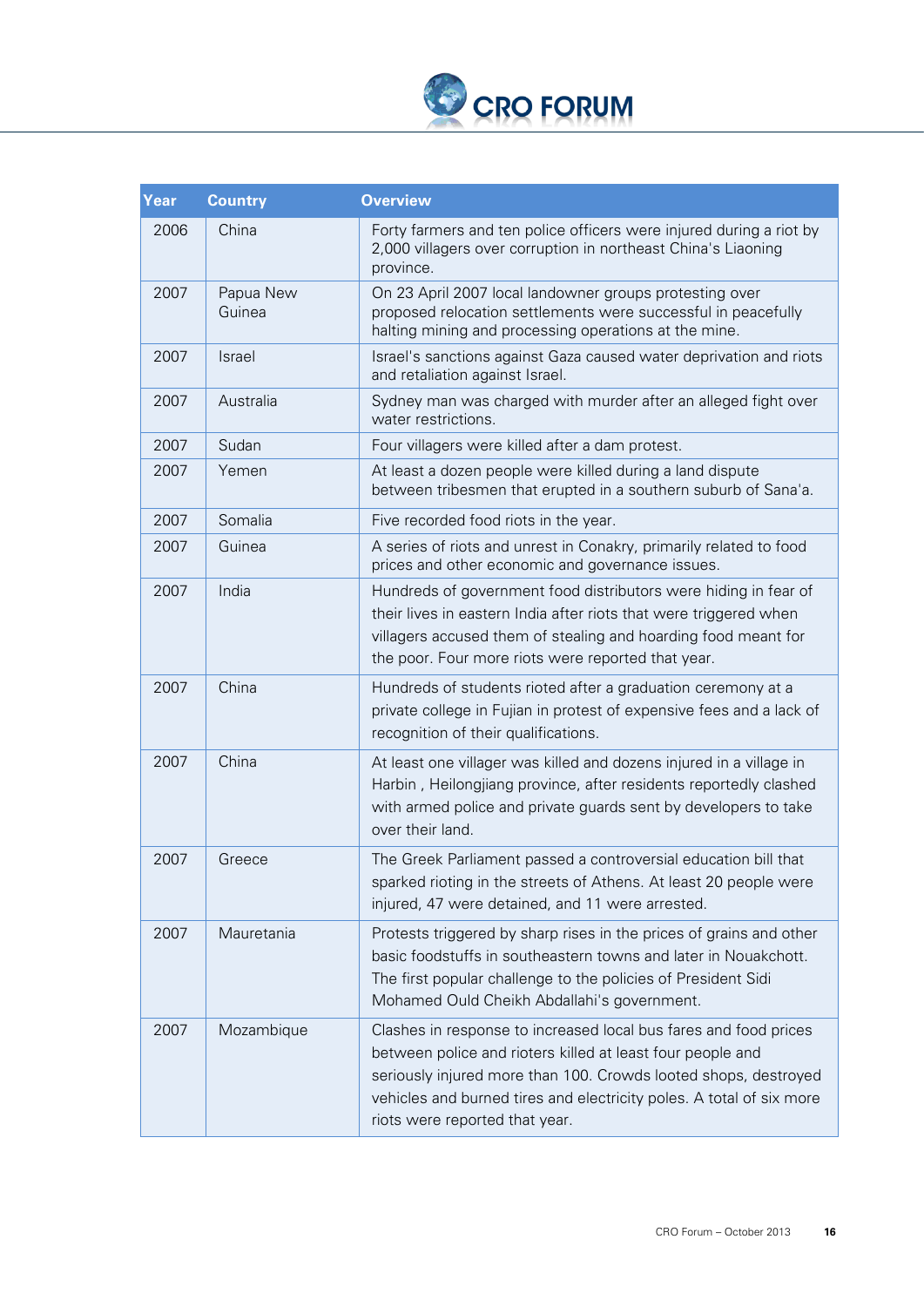| Year | Country | Overview |
|---|---|---|
| 2006 | China | Forty farmers and ten police officers were injured during a riot by 2,000 villagers over corruption in northeast China's Liaoning province. |
| 2007 | Papua New Guinea | On 23 April 2007 local landowner groups protesting over proposed relocation settlements were successful in peacefully halting mining and processing operations at the mine. |
| 2007 | Israel | Israel's sanctions against Gaza caused water deprivation and riots and retaliation against Israel. |
| 2007 | Australia | Sydney man was charged with murder after an alleged fight over water restrictions. |
| 2007 | Sudan | Four villagers were killed after a dam protest. |
| 2007 | Yemen | At least a dozen people were killed during a land dispute between tribesmen that erupted in a southern suburb of Sana'a. |
| 2007 | Somalia | Five recorded food riots in the year. |
| 2007 | Guinea | A series of riots and unrest in Conakry, primarily related to food prices and other economic and governance issues. |
| 2007 | India | Hundreds of government food distributors were hiding in fear of their lives in eastern India after riots that were triggered when villagers accused them of stealing and hoarding food meant for the poor. Four more riots were reported that year. |
| 2007 | China | Hundreds of students rioted after a graduation ceremony at a private college in Fujian in protest of expensive fees and a lack of recognition of their qualifications. |
| 2007 | China | At least one villager was killed and dozens injured in a village in Harbin , Heilongjiang province, after residents reportedly clashed with armed police and private guards sent by developers to take over their land. |
| 2007 | Greece | The Greek Parliament passed a controversial education bill that sparked rioting in the streets of Athens. At least 20 people were injured, 47 were detained, and 11 were arrested. |
| 2007 | Mauretania | Protests triggered by sharp rises in the prices of grains and other basic foodstuffs in southeastern towns and later in Nouakchott. The first popular challenge to the policies of President Sidi Mohamed Ould Cheikh Abdallahi's government. |
| 2007 | Mozambique | Clashes in response to increased local bus fares and food prices between police and rioters killed at least four people and seriously injured more than 100. Crowds looted shops, destroyed vehicles and burned tires and electricity poles. A total of six more riots were reported that year. |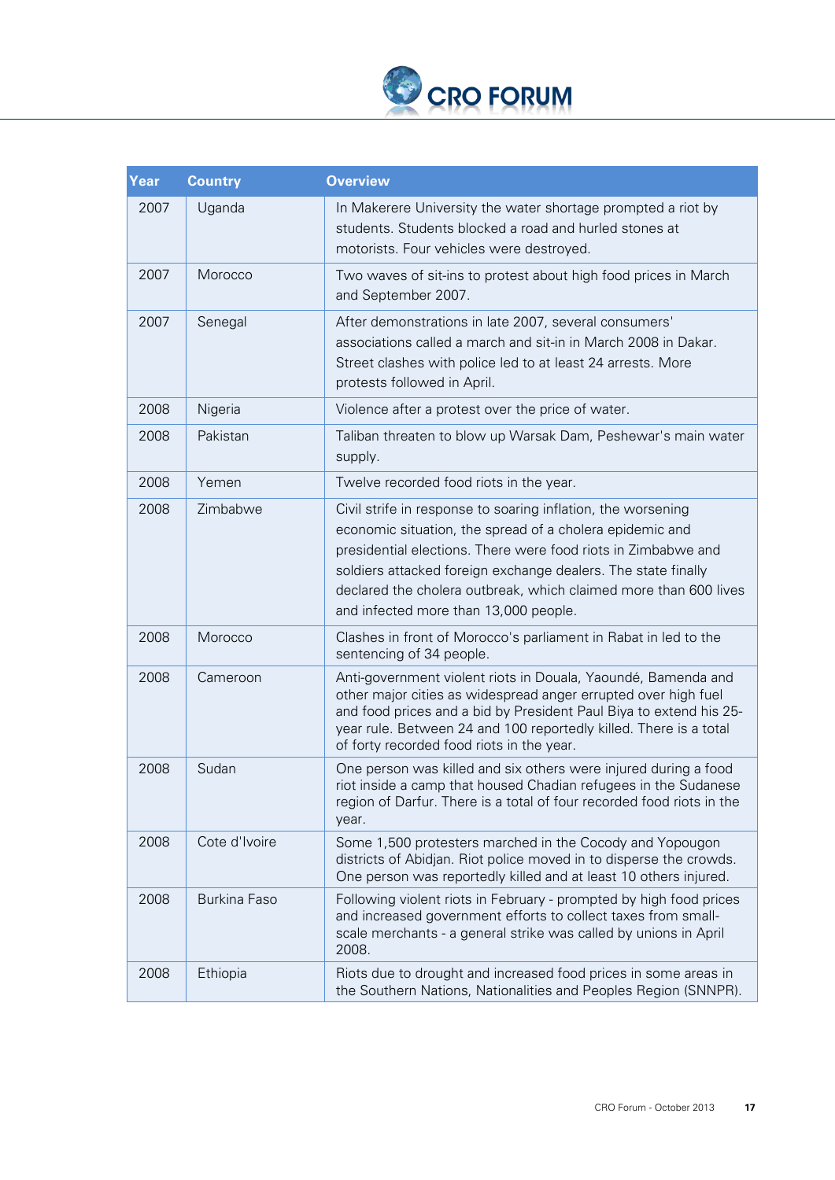| Year | Country | Overview |
|---|---|---|
| 2007 | Uganda | In Makerere University the water shortage prompted a riot by students. Students blocked a road and hurled stones at motorists. Four vehicles were destroyed. |
| 2007 | Morocco | Two waves of sit-ins to protest about high food prices in March and September 2007. |
| 2007 | Senegal | After demonstrations in late 2007, several consumers' associations called a march and sit-in in March 2008 in Dakar. Street clashes with police led to at least 24 arrests. More protests followed in April. |
| 2008 | Nigeria | Violence after a protest over the price of water. |
| 2008 | Pakistan | Taliban threaten to blow up Warsak Dam, Peshewar's main water supply. |
| 2008 | Yemen | Twelve recorded food riots in the year. |
| 2008 | Zimbabwe | Civil strife in response to soaring inflation, the worsening economic situation, the spread of a cholera epidemic and presidential elections. There were food riots in Zimbabwe and soldiers attacked foreign exchange dealers. The state finally declared the cholera outbreak, which claimed more than 600 lives and infected more than 13,000 people. |
| 2008 | Morocco | Clashes in front of Morocco's parliament in Rabat in led to the sentencing of 34 people. |
| 2008 | Cameroon | Anti-government violent riots in Douala, Yaoundé, Bamenda and other major cities as widespread anger errupted over high fuel and food prices and a bid by President Paul Biya to extend his 25-year rule. Between 24 and 100 reportedly killed. There is a total of forty recorded food riots in the year. |
| 2008 | Sudan | One person was killed and six others were injured during a food riot inside a camp that housed Chadian refugees in the Sudanese region of Darfur. There is a total of four recorded food riots in the year. |
| 2008 | Cote d'Ivoire | Some 1,500 protesters marched in the Cocody and Yopougon districts of Abidjan. Riot police moved in to disperse the crowds. One person was reportedly killed and at least 10 others injured. |
| 2008 | Burkina Faso | Following violent riots in February - prompted by high food prices and increased government efforts to collect taxes from small-scale merchants - a general strike was called by unions in April 2008. |
| 2008 | Ethiopia | Riots due to drought and increased food prices in some areas in the Southern Nations, Nationalities and Peoples Region (SNNPR). |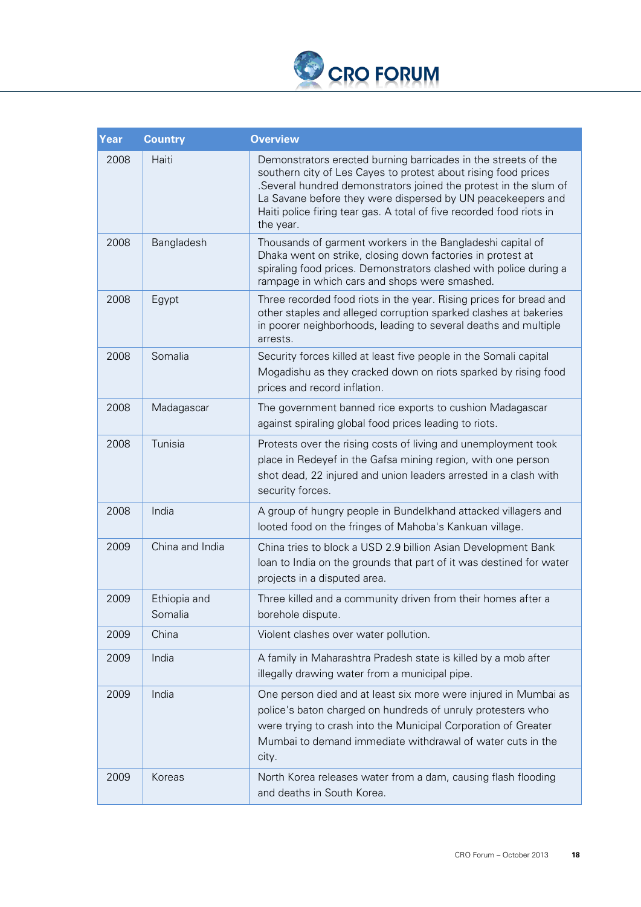| Year | Country | Overview |
|---|---|---|
| 2008 | Haiti | Demonstrators erected burning barricades in the streets of the southern city of Les Cayes to protest about rising food prices .Several hundred demonstrators joined the protest in the slum of La Savane before they were dispersed by UN peacekeepers and Haiti police firing tear gas. A total of five recorded food riots in the year. |
| 2008 | Bangladesh | Thousands of garment workers in the Bangladeshi capital of Dhaka went on strike, closing down factories in protest at spiraling food prices. Demonstrators clashed with police during a rampage in which cars and shops were smashed. |
| 2008 | Egypt | Three recorded food riots in the year. Rising prices for bread and other staples and alleged corruption sparked clashes at bakeries in poorer neighborhoods, leading to several deaths and multiple arrests. |
| 2008 | Somalia | Security forces killed at least five people in the Somali capital Mogadishu as they cracked down on riots sparked by rising food prices and record inflation. |
| 2008 | Madagascar | The government banned rice exports to cushion Madagascar against spiraling global food prices leading to riots. |
| 2008 | Tunisia | Protests over the rising costs of living and unemployment took place in Redeyef in the Gafsa mining region, with one person shot dead, 22 injured and union leaders arrested in a clash with security forces. |
| 2008 | India | A group of hungry people in Bundelkhand attacked villagers and looted food on the fringes of Mahoba's Kankuan village. |
| 2009 | China and India | China tries to block a USD 2.9 billion Asian Development Bank loan to India on the grounds that part of it was destined for water projects in a disputed area. |
| 2009 | Ethiopia and Somalia | Three killed and a community driven from their homes after a borehole dispute. |
| 2009 | China | Violent clashes over water pollution. |
| 2009 | India | A family in Maharashtra Pradesh state is killed by a mob after illegally drawing water from a municipal pipe. |
| 2009 | India | One person died and at least six more were injured in Mumbai as police's baton charged on hundreds of unruly protesters who were trying to crash into the Municipal Corporation of Greater Mumbai to demand immediate withdrawal of water cuts in the city. |
| 2009 | Koreas | North Korea releases water from a dam, causing flash flooding and deaths in South Korea. |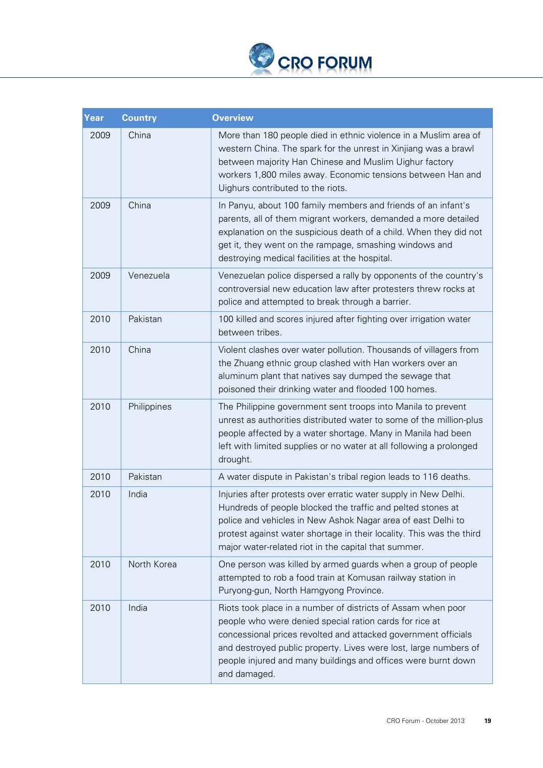| Year | Country | Overview |
|---|---|---|
| 2009 | China | More than 180 people died in ethnic violence in a Muslim area of western China. The spark for the unrest in Xinjiang was a brawl between majority Han Chinese and Muslim Uighur factory workers 1,800 miles away. Economic tensions between Han and Uighurs contributed to the riots. |
| 2009 | China | In Panyu, about 100 family members and friends of an infant's parents, all of them migrant workers, demanded a more detailed explanation on the suspicious death of a child. When they did not get it, they went on the rampage, smashing windows and destroying medical facilities at the hospital. |
| 2009 | Venezuela | Venezuelan police dispersed a rally by opponents of the country's controversial new education law after protesters threw rocks at police and attempted to break through a barrier. |
| 2010 | Pakistan | 100 killed and scores injured after fighting over irrigation water between tribes. |
| 2010 | China | Violent clashes over water pollution. Thousands of villagers from the Zhuang ethnic group clashed with Han workers over an aluminum plant that natives say dumped the sewage that poisoned their drinking water and flooded 100 homes. |
| 2010 | Philippines | The Philippine government sent troops into Manila to prevent unrest as authorities distributed water to some of the million-plus people affected by a water shortage. Many in Manila had been left with limited supplies or no water at all following a prolonged drought. |
| 2010 | Pakistan | A water dispute in Pakistan's tribal region leads to 116 deaths. |
| 2010 | India | Injuries after protests over erratic water supply in New Delhi. Hundreds of people blocked the traffic and pelted stones at police and vehicles in New Ashok Nagar area of east Delhi to protest against water shortage in their locality. This was the third major water-related riot in the capital that summer. |
| 2010 | North Korea | One person was killed by armed guards when a group of people attempted to rob a food train at Komusan railway station in Puryong-gun, North Hamgyong Province. |
| 2010 | India | Riots took place in a number of districts of Assam when poor people who were denied special ration cards for rice at concessional prices revolted and attacked government officials and destroyed public property. Lives were lost, large numbers of people injured and many buildings and offices were burnt down and damaged. |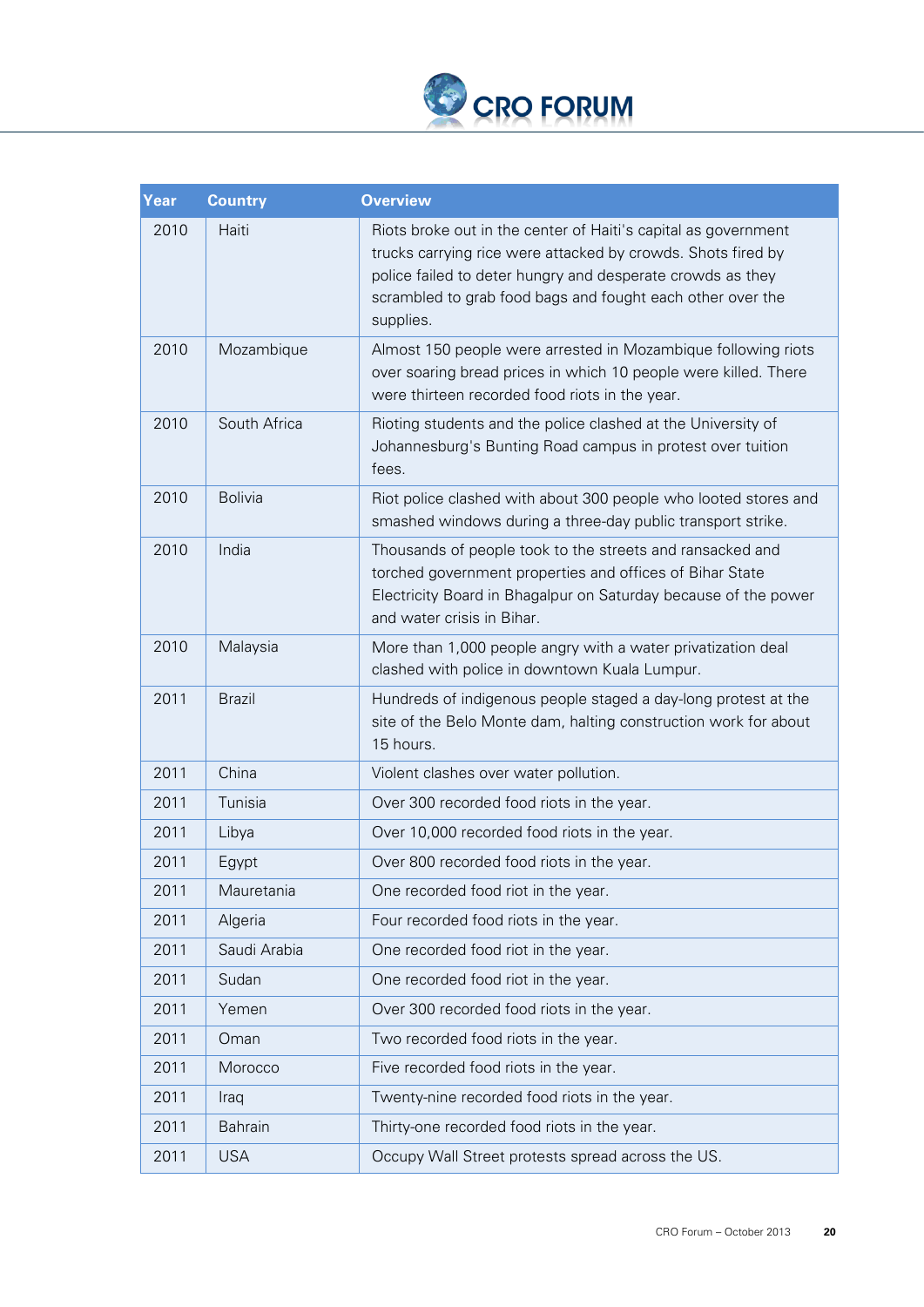| Year | Country | Overview |
|---|---|---|
| 2010 | Haiti | Riots broke out in the center of Haiti's capital as government trucks carrying rice were attacked by crowds. Shots fired by police failed to deter hungry and desperate crowds as they scrambled to grab food bags and fought each other over the supplies. |
| 2010 | Mozambique | Almost 150 people were arrested in Mozambique following riots over soaring bread prices in which 10 people were killed. There were thirteen recorded food riots in the year. |
| 2010 | South Africa | Rioting students and the police clashed at the University of Johannesburg's Bunting Road campus in protest over tuition fees. |
| 2010 | Bolivia | Riot police clashed with about 300 people who looted stores and smashed windows during a three-day public transport strike. |
| 2010 | India | Thousands of people took to the streets and ransacked and torched government properties and offices of Bihar State Electricity Board in Bhagalpur on Saturday because of the power and water crisis in Bihar. |
| 2010 | Malaysia | More than 1,000 people angry with a water privatization deal clashed with police in downtown Kuala Lumpur. |
| 2011 | Brazil | Hundreds of indigenous people staged a day-long protest at the site of the Belo Monte dam, halting construction work for about 15 hours. |
| 2011 | China | Violent clashes over water pollution. |
| 2011 | Tunisia | Over 300 recorded food riots in the year. |
| 2011 | Libya | Over 10,000 recorded food riots in the year. |
| 2011 | Egypt | Over 800 recorded food riots in the year. |
| 2011 | Mauretania | One recorded food riot in the year. |
| 2011 | Algeria | Four recorded food riots in the year. |
| 2011 | Saudi Arabia | One recorded food riot in the year. |
| 2011 | Sudan | One recorded food riot in the year. |
| 2011 | Yemen | Over 300 recorded food riots in the year. |
| 2011 | Oman | Two recorded food riots in the year. |
| 2011 | Morocco | Five recorded food riots in the year. |
| 2011 | Iraq | Twenty-nine recorded food riots in the year. |
| 2011 | Bahrain | Thirty-one recorded food riots in the year. |
| 2011 | USA | Occupy Wall Street protests spread across the US. |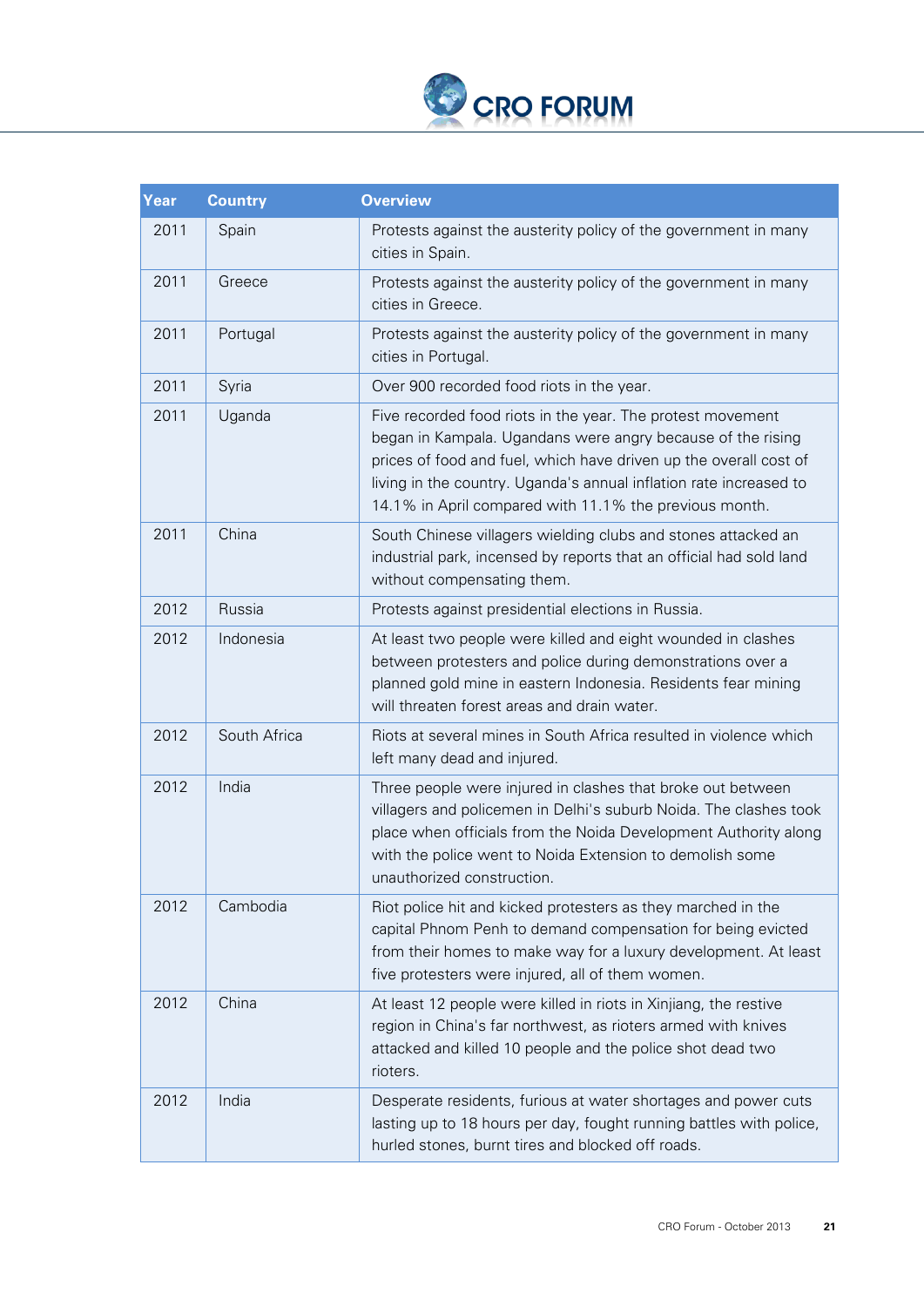| Year | Country | Overview |
|---|---|---|
| 2011 | Spain | Protests against the austerity policy of the government in many cities in Spain. |
| 2011 | Greece | Protests against the austerity policy of the government in many cities in Greece. |
| 2011 | Portugal | Protests against the austerity policy of the government in many cities in Portugal. |
| 2011 | Syria | Over 900 recorded food riots in the year. |
| 2011 | Uganda | Five recorded food riots in the year. The protest movement began in Kampala. Ugandans were angry because of the rising prices of food and fuel, which have driven up the overall cost of living in the country. Uganda's annual inflation rate increased to 14.1% in April compared with 11.1% the previous month. |
| 2011 | China | South Chinese villagers wielding clubs and stones attacked an industrial park, incensed by reports that an official had sold land without compensating them. |
| 2012 | Russia | Protests against presidential elections in Russia. |
| 2012 | Indonesia | At least two people were killed and eight wounded in clashes between protesters and police during demonstrations over a planned gold mine in eastern Indonesia. Residents fear mining will threaten forest areas and drain water. |
| 2012 | South Africa | Riots at several mines in South Africa resulted in violence which left many dead and injured. |
| 2012 | India | Three people were injured in clashes that broke out between villagers and policemen in Delhi's suburb Noida. The clashes took place when officials from the Noida Development Authority along with the police went to Noida Extension to demolish some unauthorized construction. |
| 2012 | Cambodia | Riot police hit and kicked protesters as they marched in the capital Phnom Penh to demand compensation for being evicted from their homes to make way for a luxury development. At least five protesters were injured, all of them women. |
| 2012 | China | At least 12 people were killed in riots in Xinjiang, the restive region in China's far northwest, as rioters armed with knives attacked and killed 10 people and the police shot dead two rioters. |
| 2012 | India | Desperate residents, furious at water shortages and power cuts lasting up to 18 hours per day, fought running battles with police, hurled stones, burnt tires and blocked off roads. |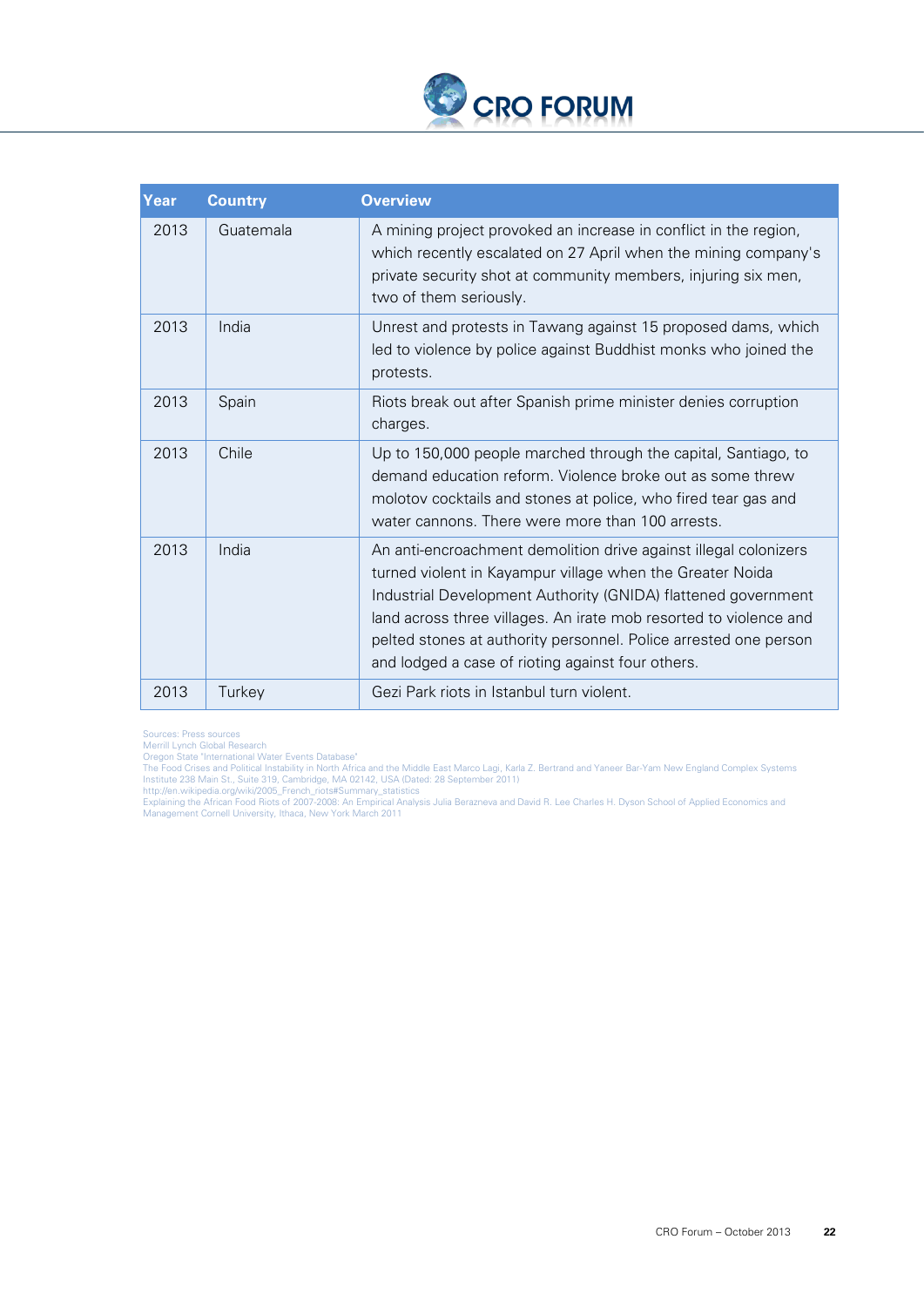| Year | Country | Overview |
|---|---|---|
| 2013 | Guatemala | A mining project provoked an increase in conflict in the region, which recently escalated on 27 April when the mining company's private security shot at community members, injuring six men, two of them seriously. |
| 2013 | India | Unrest and protests in Tawang against 15 proposed dams, which led to violence by police against Buddhist monks who joined the protests. |
| 2013 | Spain | Riots break out after Spanish prime minister denies corruption charges. |
| 2013 | Chile | Up to 150,000 people marched through the capital, Santiago, to demand education reform. Violence broke out as some threw molotov cocktails and stones at police, who fired tear gas and water cannons. There were more than 100 arrests. |
| 2013 | India | An anti-encroachment demolition drive against illegal colonizers turned violent in Kayampur village when the Greater Noida Industrial Development Authority (GNIDA) flattened government land across three villages. An irate mob resorted to violence and pelted stones at authority personnel. Police arrested one person and lodged a case of rioting against four others. |
| 2013 | Turkey | Gezi Park riots in Istanbul turn violent. |

Sources: Press sources
Merrill Lynch Global Research
Oregon State "International Water Events Database"
The Food Crises and Political Instability in North Africa and the Middle East Marco Lagi, Karla Z. Bertrand and Yaneer Bar-Yam New England Complex Systems Institute 238 Main St., Suite 319, Cambridge, MA 02142, USA (Dated: 28 September 2011)
http://en.wikipedia.org/wiki/2005_French_riots#Summary_statistics
Explaining the African Food Riots of 2007-2008: An Empirical Analysis Julia Berazneva and David R. Lee Charles H. Dyson School of Applied Economics and Management Cornell University, Ithaca, New York March 2011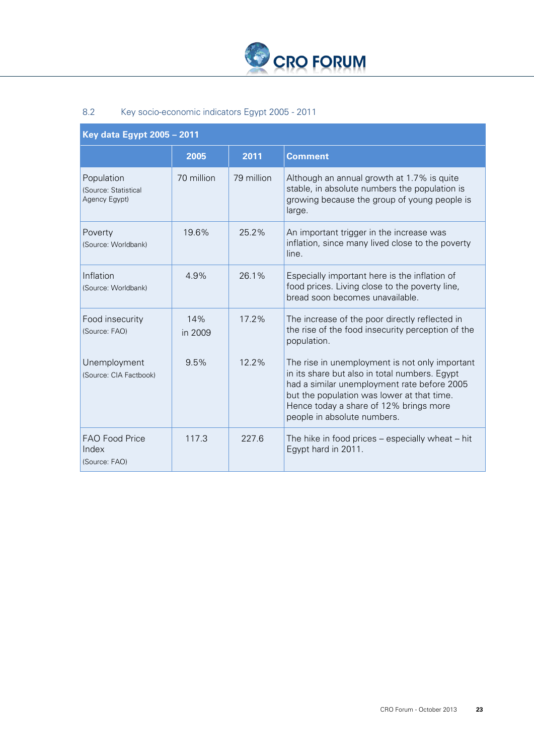## 8.2 Key socio-economic indicators Egypt 2005 - 2011

| Key data Egypt 2005 – 2011 | | | |
|---|---|---|---|
| | **2005** | **2011** | **Comment** |
| Population (Source: Statistical Agency Egypt) | 70 million | 79 million | Although an annual growth at 1.7% is quite stable, in absolute numbers the population is growing because the group of young people is large. |
| Poverty (Source: Worldbank) | 19.6% | 25.2% | An important trigger in the increase was inflation, since many lived close to the poverty line. |
| Inflation (Source: Worldbank) | 4.9% | 26.1% | Especially important here is the inflation of food prices. Living close to the poverty line, bread soon becomes unavailable. |
| Food insecurity (Source: FAO) | 14% in 2009 | 17.2% | The increase of the poor directly reflected in the rise of the food insecurity perception of the population. |
| Unemployment (Source: CIA Factbook) | 9.5% | 12.2% | The rise in unemployment is not only important in its share but also in total numbers. Egypt had a similar unemployment rate before 2005 but the population was lower at that time. Hence today a share of 12% brings more people in absolute numbers. |
| FAO Food Price Index (Source: FAO) | 117.3 | 227.6 | The hike in food prices – especially wheat – hit Egypt hard in 2011. |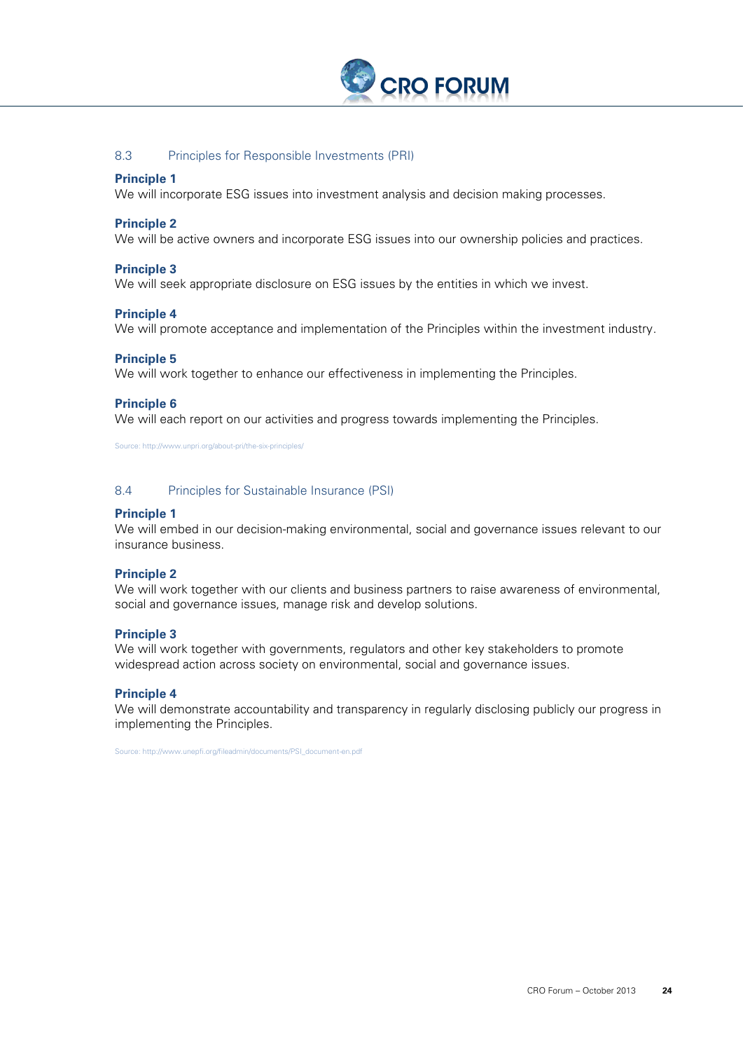## 8.3 Principles for Responsible Investments (PRI)

**Principle 1**
We will incorporate ESG issues into investment analysis and decision making processes.

**Principle 2**
We will be active owners and incorporate ESG issues into our ownership policies and practices.

**Principle 3**
We will seek appropriate disclosure on ESG issues by the entities in which we invest.

**Principle 4**
We will promote acceptance and implementation of the Principles within the investment industry.

**Principle 5**
We will work together to enhance our effectiveness in implementing the Principles.

**Principle 6**
We will each report on our activities and progress towards implementing the Principles.

Source: http://www.unpri.org/about-pri/the-six-principles/

## 8.4 Principles for Sustainable Insurance (PSI)

**Principle 1**
We will embed in our decision-making environmental, social and governance issues relevant to our insurance business.

**Principle 2**
We will work together with our clients and business partners to raise awareness of environmental, social and governance issues, manage risk and develop solutions.

**Principle 3**
We will work together with governments, regulators and other key stakeholders to promote widespread action across society on environmental, social and governance issues.

**Principle 4**
We will demonstrate accountability and transparency in regularly disclosing publicly our progress in implementing the Principles.

Source: http://www.unepfi.org/fileadmin/documents/PSI_document-en.pdf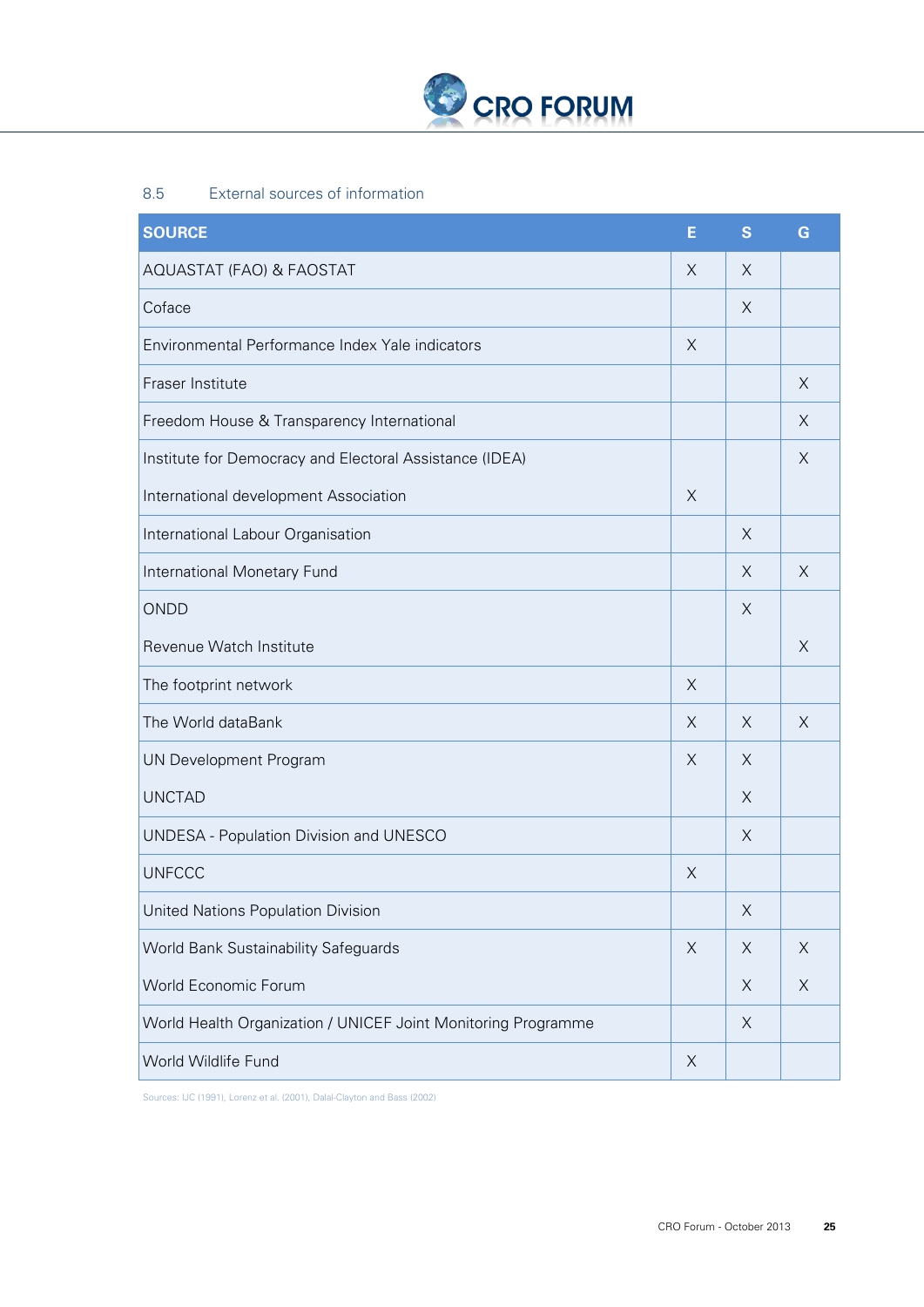## 8.5 External sources of information

| SOURCE | E | S | G |
|---|---|---|---|
| AQUASTAT (FAO) & FAOSTAT | X | X | |
| Coface | | X | |
| Environmental Performance Index Yale indicators | X | | |
| Fraser Institute | | | X |
| Freedom House & Transparency International | | | X |
| Institute for Democracy and Electoral Assistance (IDEA) | | | X |
| International development Association | X | | |
| International Labour Organisation | | X | |
| International Monetary Fund | | X | X |
| ONDD | | X | |
| Revenue Watch Institute | | | X |
| The footprint network | X | | |
| The World dataBank | X | X | X |
| UN Development Program | X | X | |
| UNCTAD | | X | |
| UNDESA - Population Division and UNESCO | | X | |
| UNFCCC | X | | |
| United Nations Population Division | | X | |
| World Bank Sustainability Safeguards | X | X | X |
| World Economic Forum | | X | X |
| World Health Organization / UNICEF Joint Monitoring Programme | | X | |
| World Wildlife Fund | X | | |

Sources: IJC (1991), Lorenz et al. (2001), Dalal-Clayton and Bass (2002)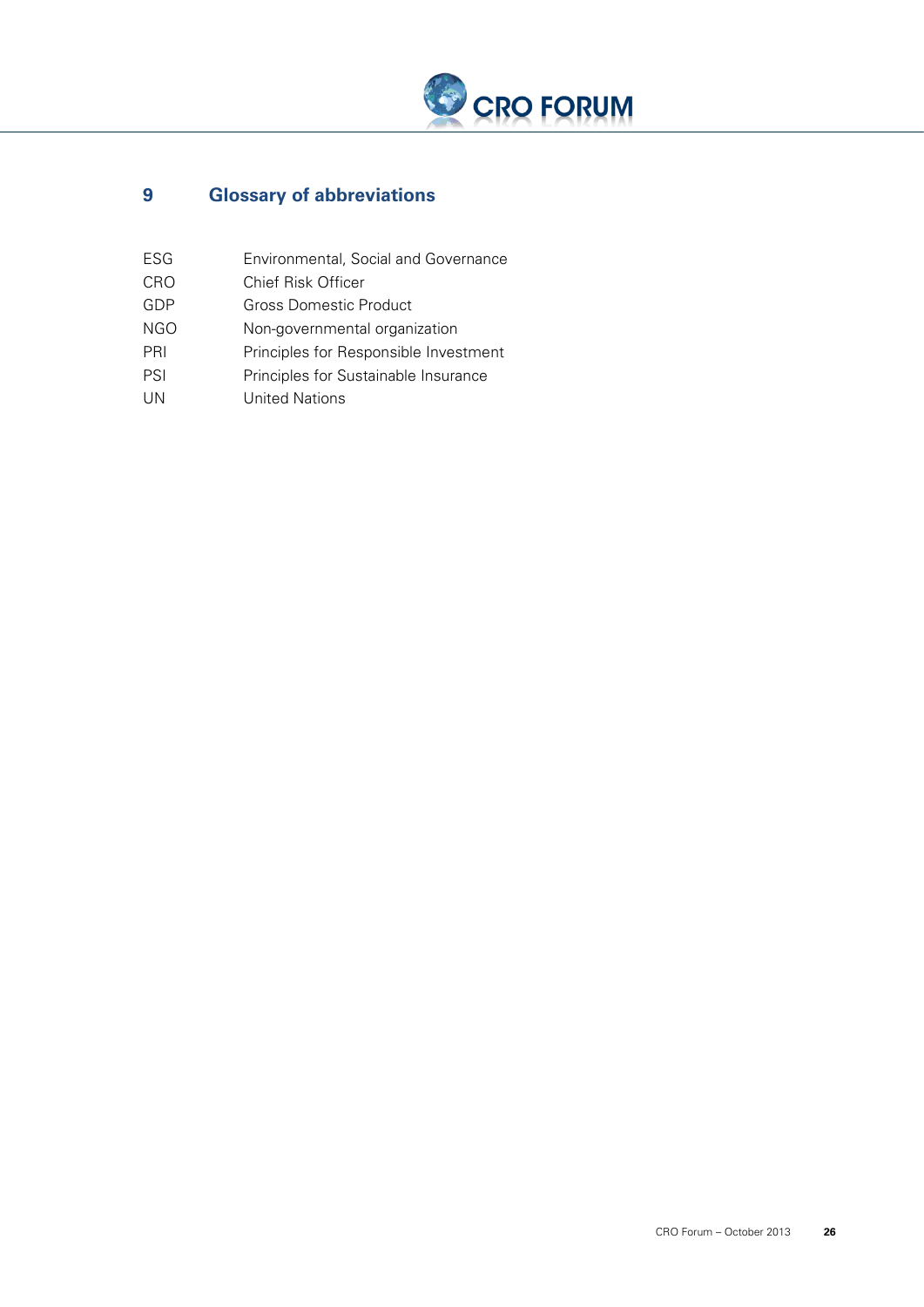## 9 Glossary of abbreviations

| | |
|---|---|
| ESG | Environmental, Social and Governance |
| CRO | Chief Risk Officer |
| GDP | Gross Domestic Product |
| NGO | Non-governmental organization |
| PRI | Principles for Responsible Investment |
| PSI | Principles for Sustainable Insurance |
| UN | United Nations |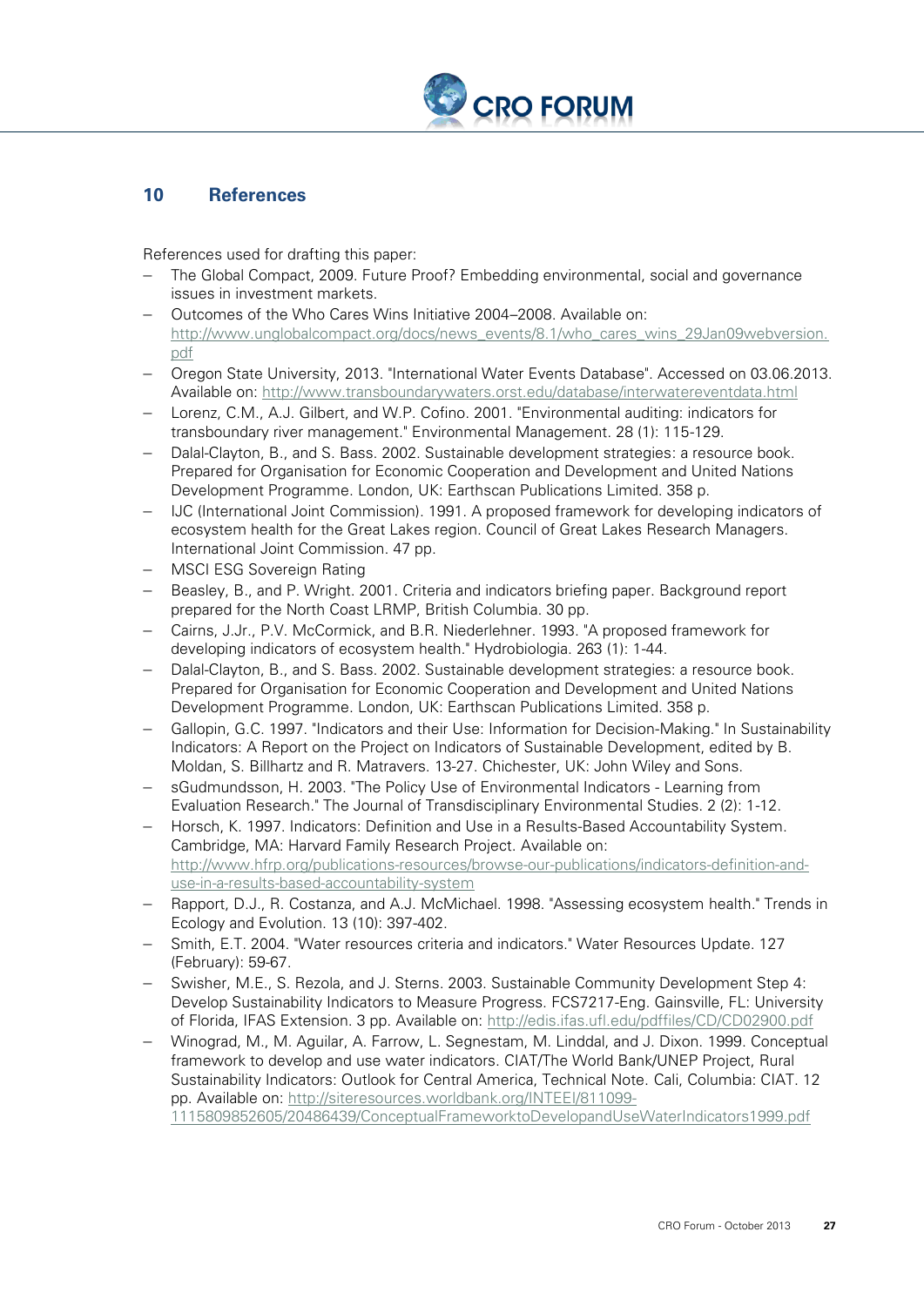## 10 References

References used for drafting this paper:

- The Global Compact, 2009. Future Proof? Embedding environmental, social and governance issues in investment markets.
- Outcomes of the Who Cares Wins Initiative 2004–2008. Available on: http://www.unglobalcompact.org/docs/news_events/8.1/who_cares_wins_29Jan09webversion.pdf
- Oregon State University, 2013. "International Water Events Database". Accessed on 03.06.2013. Available on: http://www.transboundarywaters.orst.edu/database/interwatereventdata.html
- Lorenz, C.M., A.J. Gilbert, and W.P. Cofino. 2001. "Environmental auditing: indicators for transboundary river management." Environmental Management. 28 (1): 115-129.
- Dalal-Clayton, B., and S. Bass. 2002. Sustainable development strategies: a resource book. Prepared for Organisation for Economic Cooperation and Development and United Nations Development Programme. London, UK: Earthscan Publications Limited. 358 p.
- IJC (International Joint Commission). 1991. A proposed framework for developing indicators of ecosystem health for the Great Lakes region. Council of Great Lakes Research Managers. International Joint Commission. 47 pp.
- MSCI ESG Sovereign Rating
- Beasley, B., and P. Wright. 2001. Criteria and indicators briefing paper. Background report prepared for the North Coast LRMP, British Columbia. 30 pp.
- Cairns, J.Jr., P.V. McCormick, and B.R. Niederlehner. 1993. "A proposed framework for developing indicators of ecosystem health." Hydrobiologia. 263 (1): 1-44.
- Dalal-Clayton, B., and S. Bass. 2002. Sustainable development strategies: a resource book. Prepared for Organisation for Economic Cooperation and Development and United Nations Development Programme. London, UK: Earthscan Publications Limited. 358 p.
- Gallopin, G.C. 1997. "Indicators and their Use: Information for Decision-Making." In Sustainability Indicators: A Report on the Project on Indicators of Sustainable Development, edited by B. Moldan, S. Billhartz and R. Matravers. 13-27. Chichester, UK: John Wiley and Sons.
- sGudmundsson, H. 2003. "The Policy Use of Environmental Indicators - Learning from Evaluation Research." The Journal of Transdisciplinary Environmental Studies. 2 (2): 1-12.
- Horsch, K. 1997. Indicators: Definition and Use in a Results-Based Accountability System. Cambridge, MA: Harvard Family Research Project. Available on: http://www.hfrp.org/publications-resources/browse-our-publications/indicators-definition-and-use-in-a-results-based-accountability-system
- Rapport, D.J., R. Costanza, and A.J. McMichael. 1998. "Assessing ecosystem health." Trends in Ecology and Evolution. 13 (10): 397-402.
- Smith, E.T. 2004. "Water resources criteria and indicators." Water Resources Update. 127 (February): 59-67.
- Swisher, M.E., S. Rezola, and J. Sterns. 2003. Sustainable Community Development Step 4: Develop Sustainability Indicators to Measure Progress. FCS7217-Eng. Gainsville, FL: University of Florida, IFAS Extension. 3 pp. Available on: http://edis.ifas.ufl.edu/pdffiles/CD/CD02900.pdf
- Winograd, M., M. Aguilar, A. Farrow, L. Segnestam, M. Linddal, and J. Dixon. 1999. Conceptual framework to develop and use water indicators. CIAT/The World Bank/UNEP Project, Rural Sustainability Indicators: Outlook for Central America, Technical Note. Cali, Columbia: CIAT. 12 pp. Available on: http://siteresources.worldbank.org/INTEEI/811099-1115809852605/20486439/ConceptualFrameworktoDevelopandUseWaterIndicators1999.pdf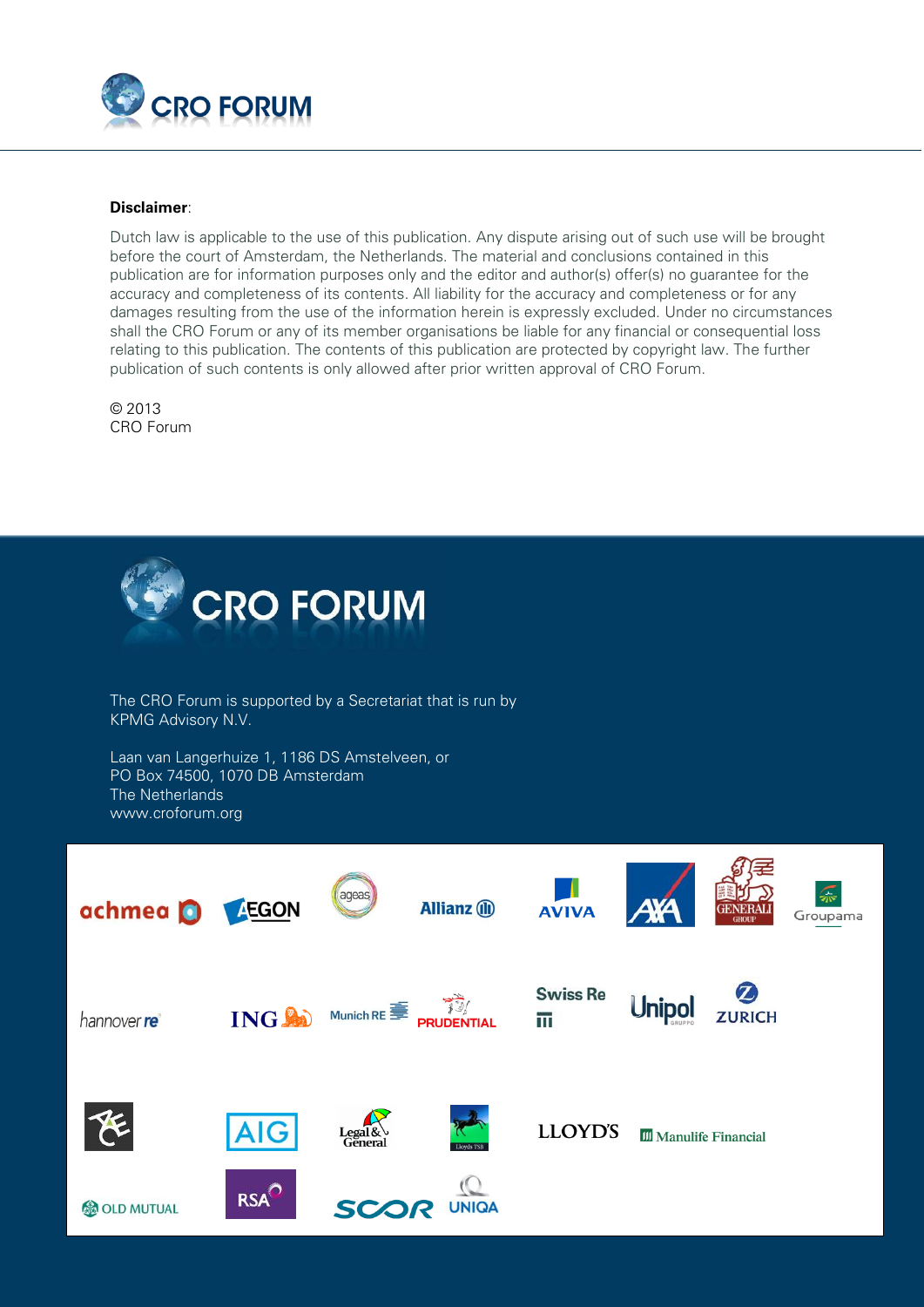**Disclaimer**:

Dutch law is applicable to the use of this publication. Any dispute arising out of such use will be brought before the court of Amsterdam, the Netherlands. The material and conclusions contained in this publication are for information purposes only and the editor and author(s) offer(s) no guarantee for the accuracy and completeness of its contents. All liability for the accuracy and completeness or for any damages resulting from the use of the information herein is expressly excluded. Under no circumstances shall the CRO Forum or any of its member organisations be liable for any financial or consequential loss relating to this publication. The contents of this publication are protected by copyright law. The further publication of such contents is only allowed after prior written approval of CRO Forum.

© 2013
CRO Forum

The CRO Forum is supported by a Secretariat that is run by KPMG Advisory N.V.

Laan van Langerhuize 1, 1186 DS Amstelveen, or
PO Box 74500, 1070 DB Amsterdam
The Netherlands
www.croforum.org